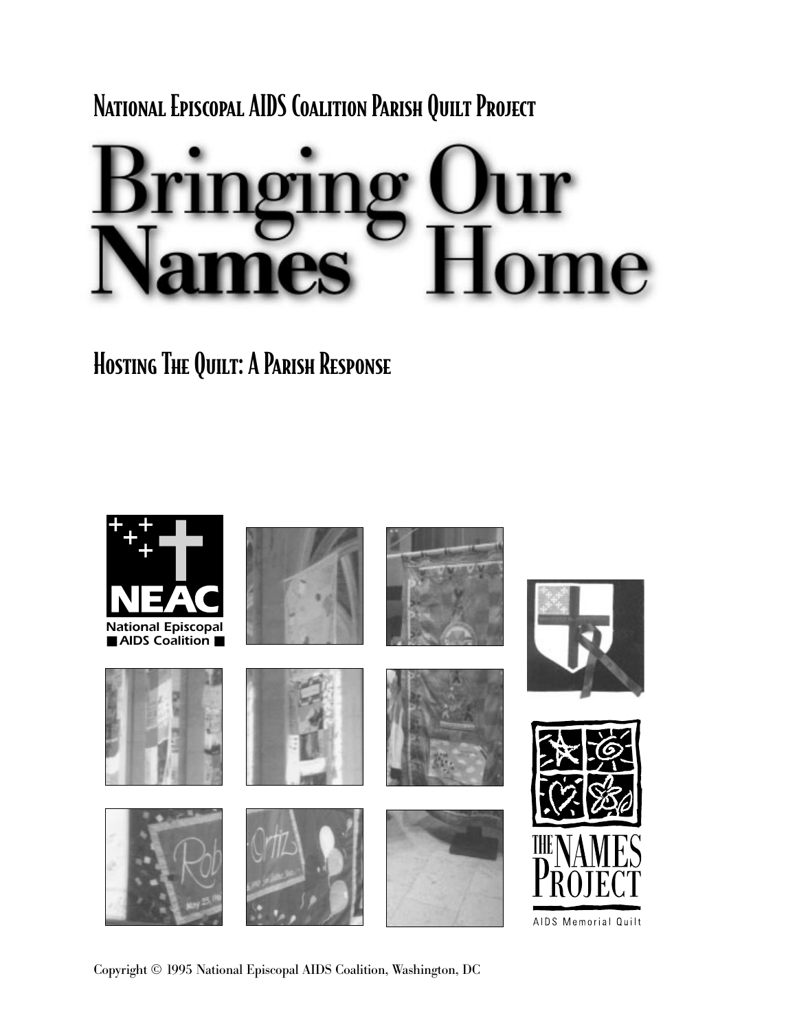National Episcopal AIDS Coalition Parish Quilt Project

# Bringing Our Names Home

## Hosting The Quilt: A Parish Response

NEAC
National Episcopal AIDS Coalition

THE NAMES PROJECT
AIDS Memorial Quilt

Copyright © 1995 National Episcopal AIDS Coalition, Washington, DC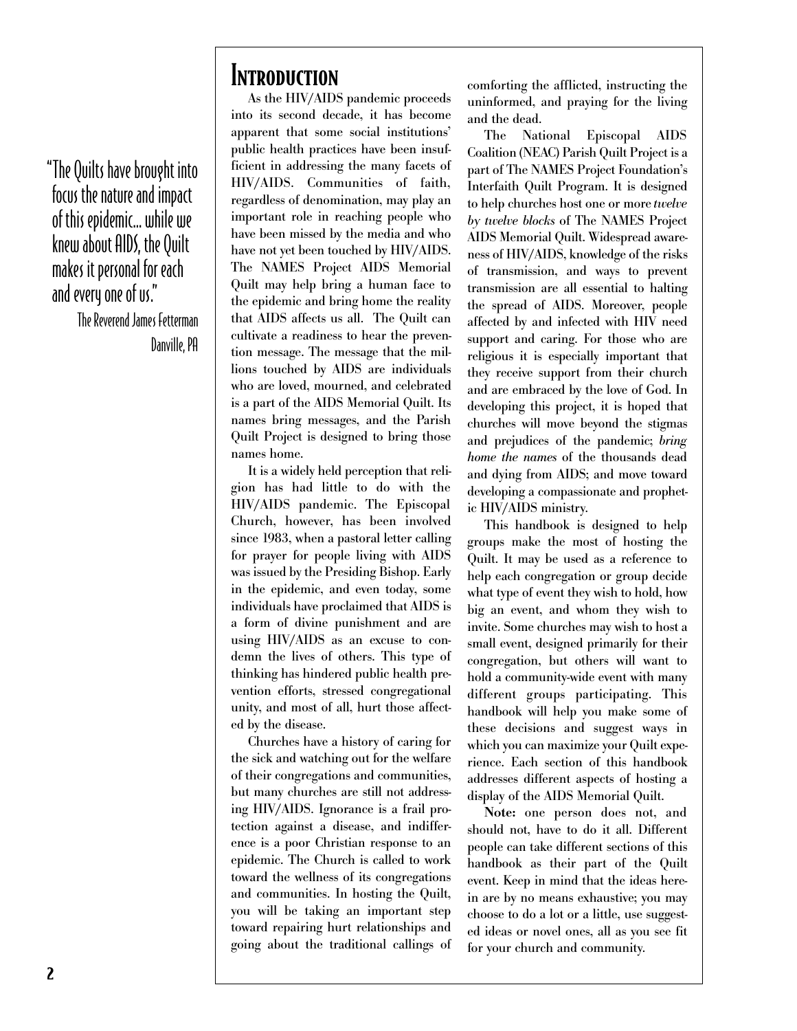"The Quilts have brought into focus the nature and impact of this epidemic... while we knew about AIDS, the Quilt makes it personal for each and every one of us."

The Reverend James Fetterman
Danville, PA

# Introduction

As the HIV/AIDS pandemic proceeds into its second decade, it has become apparent that some social institutions' public health practices have been insufficient in addressing the many facets of HIV/AIDS. Communities of faith, regardless of denomination, may play an important role in reaching people who have been missed by the media and who have not yet been touched by HIV/AIDS. The NAMES Project AIDS Memorial Quilt may help bring a human face to the epidemic and bring home the reality that AIDS affects us all. The Quilt can cultivate a readiness to hear the prevention message. The message that the millions touched by AIDS are individuals who are loved, mourned, and celebrated is a part of the AIDS Memorial Quilt. Its names bring messages, and the Parish Quilt Project is designed to bring those names home.

It is a widely held perception that religion has had little to do with the HIV/AIDS pandemic. The Episcopal Church, however, has been involved since 1983, when a pastoral letter calling for prayer for people living with AIDS was issued by the Presiding Bishop. Early in the epidemic, and even today, some individuals have proclaimed that AIDS is a form of divine punishment and are using HIV/AIDS as an excuse to condemn the lives of others. This type of thinking has hindered public health prevention efforts, stressed congregational unity, and most of all, hurt those affected by the disease.

Churches have a history of caring for the sick and watching out for the welfare of their congregations and communities, but many churches are still not addressing HIV/AIDS. Ignorance is a frail protection against a disease, and indifference is a poor Christian response to an epidemic. The Church is called to work toward the wellness of its congregations and communities. In hosting the Quilt, you will be taking an important step toward repairing hurt relationships and going about the traditional callings of comforting the afflicted, instructing the uninformed, and praying for the living and the dead.

The National Episcopal AIDS Coalition (NEAC) Parish Quilt Project is a part of The NAMES Project Foundation's Interfaith Quilt Program. It is designed to help churches host one or more *twelve by twelve blocks* of The NAMES Project AIDS Memorial Quilt. Widespread awareness of HIV/AIDS, knowledge of the risks of transmission, and ways to prevent transmission are all essential to halting the spread of AIDS. Moreover, people affected by and infected with HIV need support and caring. For those who are religious it is especially important that they receive support from their church and are embraced by the love of God. In developing this project, it is hoped that churches will move beyond the stigmas and prejudices of the pandemic; *bring home the names* of the thousands dead and dying from AIDS; and move toward developing a compassionate and prophetic HIV/AIDS ministry.

This handbook is designed to help groups make the most of hosting the Quilt. It may be used as a reference to help each congregation or group decide what type of event they wish to hold, how big an event, and whom they wish to invite. Some churches may wish to host a small event, designed primarily for their congregation, but others will want to hold a community-wide event with many different groups participating. This handbook will help you make some of these decisions and suggest ways in which you can maximize your Quilt experience. Each section of this handbook addresses different aspects of hosting a display of the AIDS Memorial Quilt.

**Note:** one person does not, and should not, have to do it all. Different people can take different sections of this handbook as their part of the Quilt event. Keep in mind that the ideas herein are by no means exhaustive; you may choose to do a lot or a little, use suggested ideas or novel ones, all as you see fit for your church and community.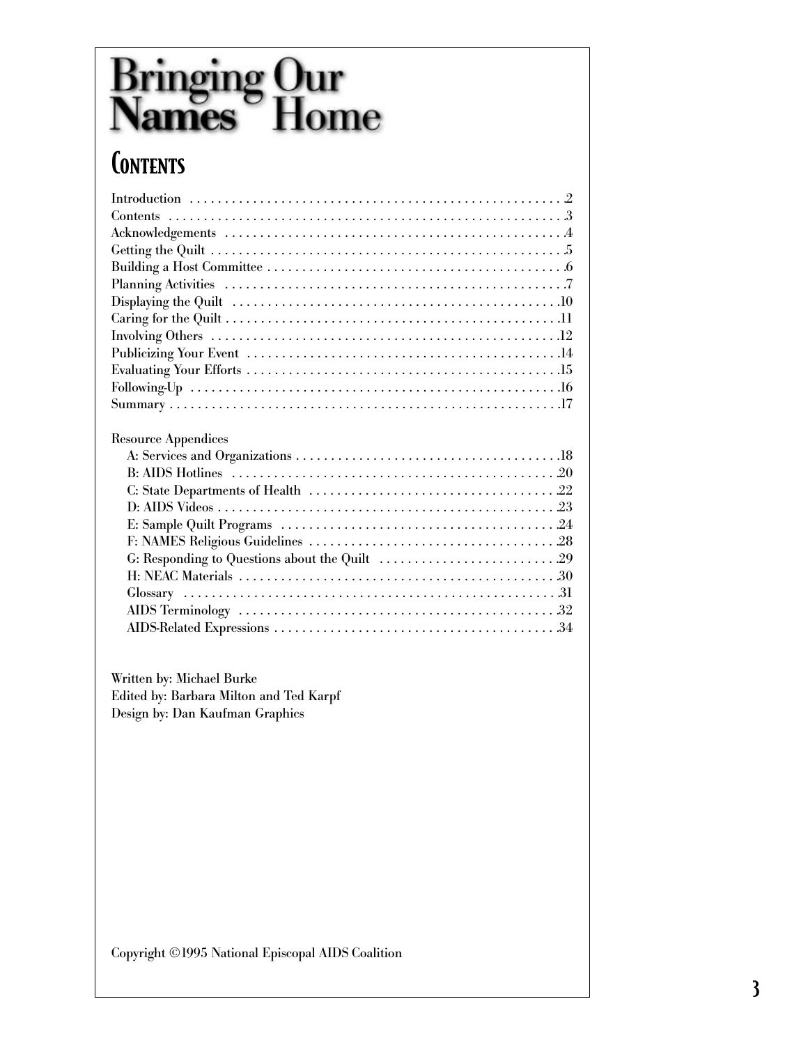# Bringing Our Names Home

## Contents

Introduction . . . . . 2
Contents . . . . . 3
Acknowledgements . . . . . 4
Getting the Quilt . . . . . 5
Building a Host Committee . . . . . 6
Planning Activities . . . . . 7
Displaying the Quilt . . . . . 10
Caring for the Quilt . . . . . 11
Involving Others . . . . . 12
Publicizing Your Event . . . . . 14
Evaluating Your Efforts . . . . . 15
Following-Up . . . . . 16
Summary . . . . . 17

Resource Appendices

- A: Services and Organizations . . . . . 18
- B: AIDS Hotlines . . . . . 20
- C: State Departments of Health . . . . . 22
- D: AIDS Videos . . . . . 23
- E: Sample Quilt Programs . . . . . 24
- F: NAMES Religious Guidelines . . . . . 28
- G: Responding to Questions about the Quilt . . . . . 29
- H: NEAC Materials . . . . . 30
- Glossary . . . . . 31
- AIDS Terminology . . . . . 32
- AIDS-Related Expressions . . . . . 34

Written by: Michael Burke
Edited by: Barbara Milton and Ted Karpf
Design by: Dan Kaufman Graphics

Copyright ©1995 National Episcopal AIDS Coalition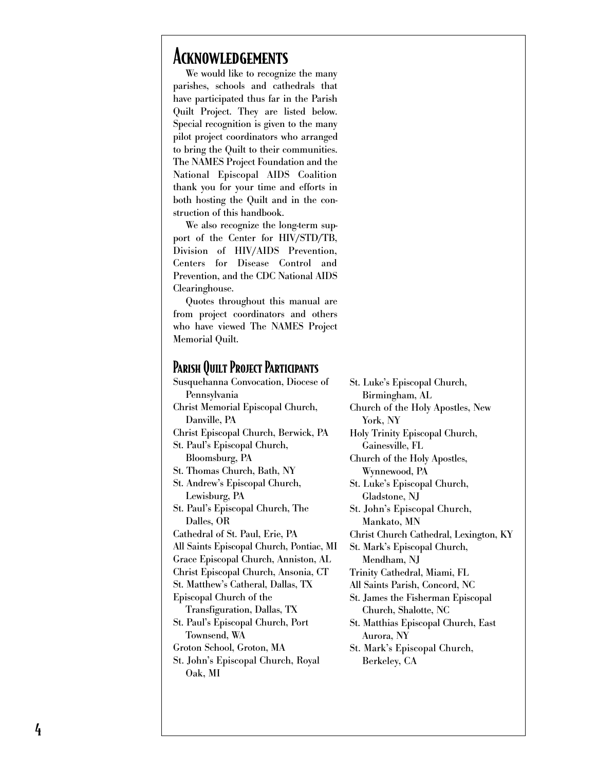# Acknowledgements

We would like to recognize the many parishes, schools and cathedrals that have participated thus far in the Parish Quilt Project. They are listed below. Special recognition is given to the many pilot project coordinators who arranged to bring the Quilt to their communities. The NAMES Project Foundation and the National Episcopal AIDS Coalition thank you for your time and efforts in both hosting the Quilt and in the construction of this handbook.

We also recognize the long-term support of the Center for HIV/STD/TB, Division of HIV/AIDS Prevention, Centers for Disease Control and Prevention, and the CDC National AIDS Clearinghouse.

Quotes throughout this manual are from project coordinators and others who have viewed The NAMES Project Memorial Quilt.

## Parish Quilt Project Participants

Susquehanna Convocation, Diocese of Pennsylvania
Christ Memorial Episcopal Church, Danville, PA
Christ Episcopal Church, Berwick, PA
St. Paul's Episcopal Church, Bloomsburg, PA
St. Thomas Church, Bath, NY
St. Andrew's Episcopal Church, Lewisburg, PA
St. Paul's Episcopal Church, The Dalles, OR
Cathedral of St. Paul, Erie, PA
All Saints Episcopal Church, Pontiac, MI
Grace Episcopal Church, Anniston, AL
Christ Episcopal Church, Ansonia, CT
St. Matthew's Catheral, Dallas, TX
Episcopal Church of the Transfiguration, Dallas, TX
St. Paul's Episcopal Church, Port Townsend, WA
Groton School, Groton, MA
St. John's Episcopal Church, Royal Oak, MI
St. Luke's Episcopal Church, Birmingham, AL
Church of the Holy Apostles, New York, NY
Holy Trinity Episcopal Church, Gainesville, FL
Church of the Holy Apostles, Wynnewood, PA
St. Luke's Episcopal Church, Gladstone, NJ
St. John's Episcopal Church, Mankato, MN
Christ Church Cathedral, Lexington, KY
St. Mark's Episcopal Church, Mendham, NJ
Trinity Cathedral, Miami, FL
All Saints Parish, Concord, NC
St. James the Fisherman Episcopal Church, Shalotte, NC
St. Matthias Episcopal Church, East Aurora, NY
St. Mark's Episcopal Church, Berkeley, CA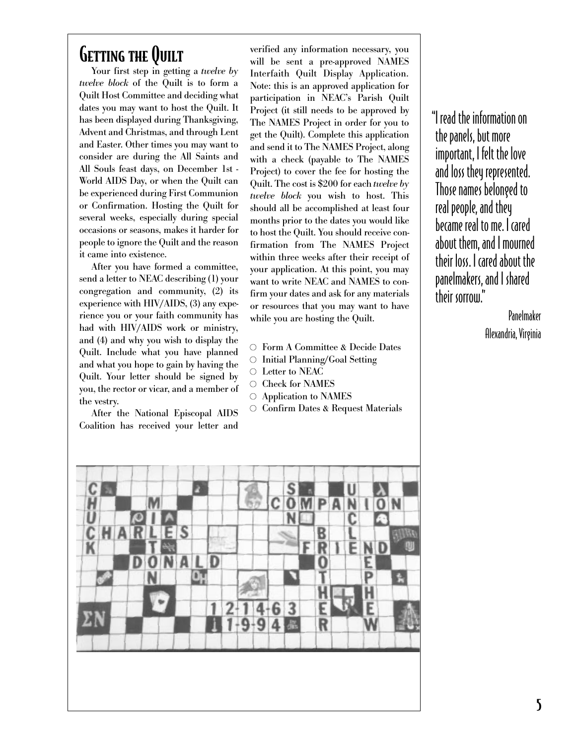## Getting the Quilt

Your first step in getting a *twelve by twelve block* of the Quilt is to form a Quilt Host Committee and deciding what dates you may want to host the Quilt. It has been displayed during Thanksgiving, Advent and Christmas, and through Lent and Easter. Other times you may want to consider are during the All Saints and All Souls feast days, on December 1st - World AIDS Day, or when the Quilt can be experienced during First Communion or Confirmation. Hosting the Quilt for several weeks, especially during special occasions or seasons, makes it harder for people to ignore the Quilt and the reason it came into existence.

After you have formed a committee, send a letter to NEAC describing (1) your congregation and community, (2) its experience with HIV/AIDS, (3) any experience you or your faith community has had with HIV/AIDS work or ministry, and (4) and why you wish to display the Quilt. Include what you have planned and what you hope to gain by having the Quilt. Your letter should be signed by you, the rector or vicar, and a member of the vestry.

After the National Episcopal AIDS Coalition has received your letter and verified any information necessary, you will be sent a pre-approved NAMES Interfaith Quilt Display Application. Note: this is an approved application for participation in NEAC's Parish Quilt Project (it still needs to be approved by The NAMES Project in order for you to get the Quilt). Complete this application and send it to The NAMES Project, along with a check (payable to The NAMES Project) to cover the fee for hosting the Quilt. The cost is $200 for each *twelve by twelve block* you wish to host. This should all be accomplished at least four months prior to the dates you would like to host the Quilt. You should receive confirmation from The NAMES Project within three weeks after their receipt of your application. At this point, you may want to write NEAC and NAMES to confirm your dates and ask for any materials or resources that you may want to have while you are hosting the Quilt.

- ○ Form A Committee & Decide Dates
- ○ Initial Planning/Goal Setting
- ○ Letter to NEAC
- ○ Check for NAMES
- ○ Application to NAMES
- ○ Confirm Dates & Request Materials

"I read the information on the panels, but more important, I felt the love and loss they represented. Those names belonged to real people, and they became real to me. I cared about them, and I mourned their loss. I cared about the panelmakers, and I shared their sorrow."

Panelmaker
Alexandria, Virginia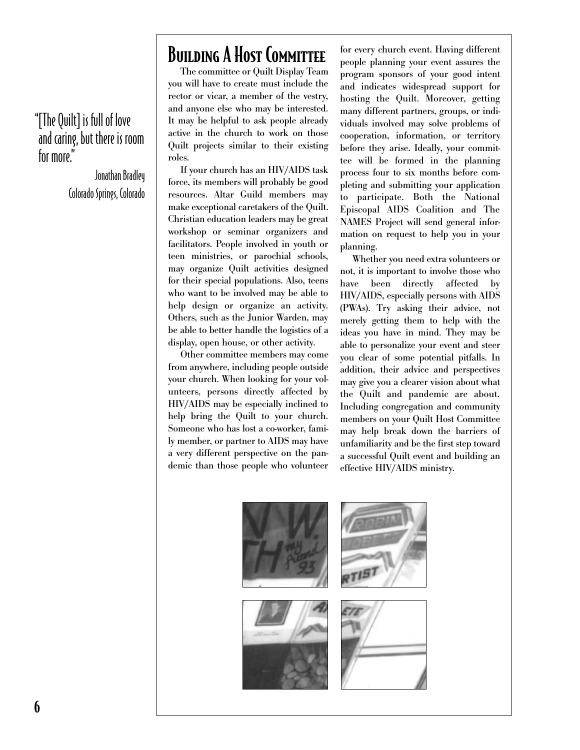> "[The Quilt] is full of love and caring, but there is room for more."
>
> Jonathan Bradley
> Colorado Springs, Colorado

## Building A Host Committee

The committee or Quilt Display Team you will have to create must include the rector or vicar, a member of the vestry, and anyone else who may be interested. It may be helpful to ask people already active in the church to work on those Quilt projects similar to their existing roles.

If your church has an HIV/AIDS task force, its members will probably be good resources. Altar Guild members may make exceptional caretakers of the Quilt. Christian education leaders may be great workshop or seminar organizers and facilitators. People involved in youth or teen ministries, or parochial schools, may organize Quilt activities designed for their special populations. Also, teens who want to be involved may be able to help design or organize an activity. Others, such as the Junior Warden, may be able to better handle the logistics of a display, open house, or other activity.

Other committee members may come from anywhere, including people outside your church. When looking for your volunteers, persons directly affected by HIV/AIDS may be especially inclined to help bring the Quilt to your church. Someone who has lost a co-worker, family member, or partner to AIDS may have a very different perspective on the pandemic than those people who volunteer for every church event. Having different people planning your event assures the program sponsors of your good intent and indicates widespread support for hosting the Quilt. Moreover, getting many different partners, groups, or individuals involved may solve problems of cooperation, information, or territory before they arise. Ideally, your committee will be formed in the planning process four to six months before completing and submitting your application to participate. Both the National Episcopal AIDS Coalition and The NAMES Project will send general information on request to help you in your planning.

Whether you need extra volunteers or not, it is important to involve those who have been directly affected by HIV/AIDS, especially persons with AIDS (PWAs). Try asking their advice, not merely getting them to help with the ideas you have in mind. They may be able to personalize your event and steer you clear of some potential pitfalls. In addition, their advice and perspectives may give you a clearer vision about what the Quilt and pandemic are about. Including congregation and community members on your Quilt Host Committee may help break down the barriers of unfamiliarity and be the first step toward a successful Quilt event and building an effective HIV/AIDS ministry.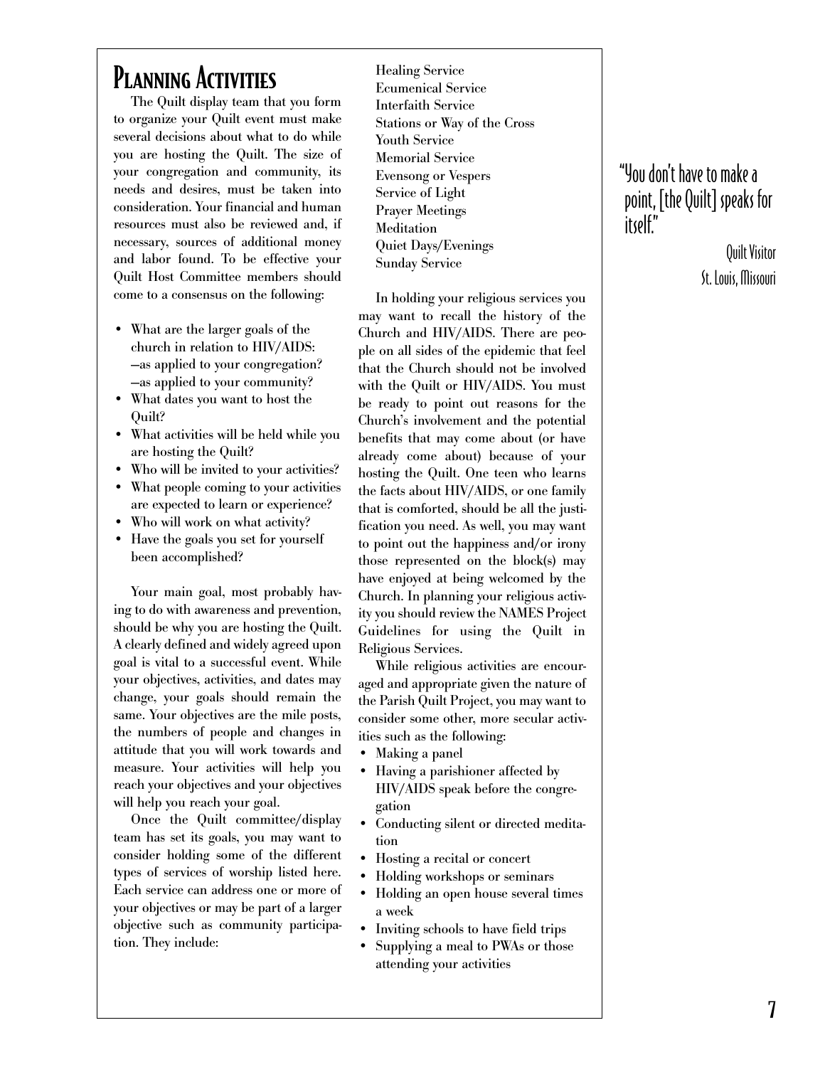# Planning Activities

The Quilt display team that you form to organize your Quilt event must make several decisions about what to do while you are hosting the Quilt. The size of your congregation and community, its needs and desires, must be taken into consideration. Your financial and human resources must also be reviewed and, if necessary, sources of additional money and labor found. To be effective your Quilt Host Committee members should come to a consensus on the following:

- What are the larger goals of the church in relation to HIV/AIDS:
  —as applied to your congregation?
  —as applied to your community?
- What dates you want to host the Quilt?
- What activities will be held while you are hosting the Quilt?
- Who will be invited to your activities?
- What people coming to your activities are expected to learn or experience?
- Who will work on what activity?
- Have the goals you set for yourself been accomplished?

Your main goal, most probably having to do with awareness and prevention, should be why you are hosting the Quilt. A clearly defined and widely agreed upon goal is vital to a successful event. While your objectives, activities, and dates may change, your goals should remain the same. Your objectives are the mile posts, the numbers of people and changes in attitude that you will work towards and measure. Your activities will help you reach your objectives and your objectives will help you reach your goal.

Once the Quilt committee/display team has set its goals, you may want to consider holding some of the different types of services of worship listed here. Each service can address one or more of your objectives or may be part of a larger objective such as community participation. They include:

Healing Service
Ecumenical Service
Interfaith Service
Stations or Way of the Cross
Youth Service
Memorial Service
Evensong or Vespers
Service of Light
Prayer Meetings
Meditation
Quiet Days/Evenings
Sunday Service

In holding your religious services you may want to recall the history of the Church and HIV/AIDS. There are people on all sides of the epidemic that feel that the Church should not be involved with the Quilt or HIV/AIDS. You must be ready to point out reasons for the Church's involvement and the potential benefits that may come about (or have already come about) because of your hosting the Quilt. One teen who learns the facts about HIV/AIDS, or one family that is comforted, should be all the justification you need. As well, you may want to point out the happiness and/or irony those represented on the block(s) may have enjoyed at being welcomed by the Church. In planning your religious activity you should review the NAMES Project Guidelines for using the Quilt in Religious Services.

While religious activities are encouraged and appropriate given the nature of the Parish Quilt Project, you may want to consider some other, more secular activities such as the following:

- Making a panel
- Having a parishioner affected by HIV/AIDS speak before the congregation
- Conducting silent or directed meditation
- Hosting a recital or concert
- Holding workshops or seminars
- Holding an open house several times a week
- Inviting schools to have field trips
- Supplying a meal to PWAs or those attending your activities

"You don't have to make a point, [the Quilt] speaks for itself."

Quilt Visitor
St. Louis, Missouri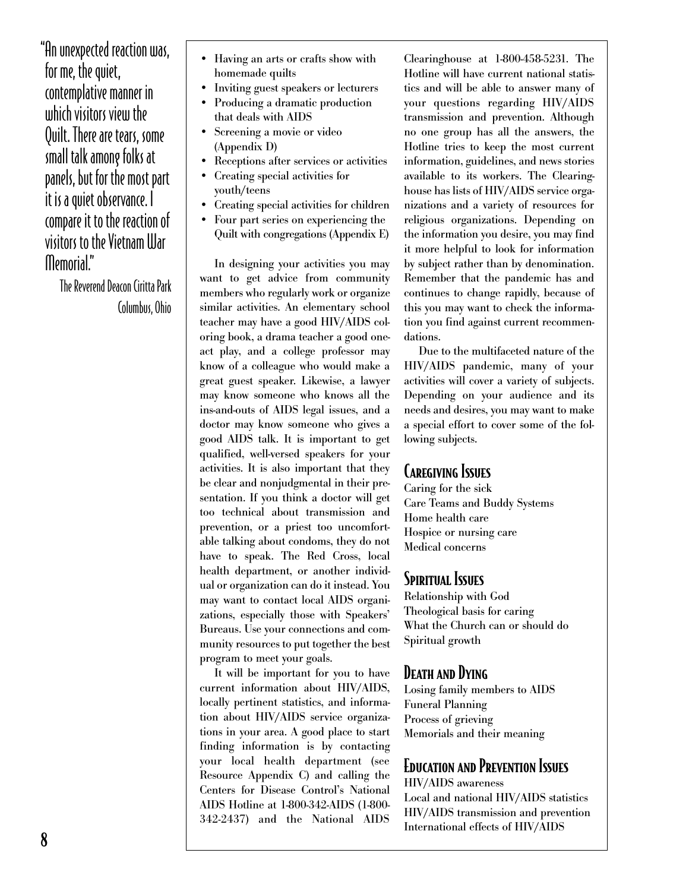> "An unexpected reaction was, for me, the quiet, contemplative manner in which visitors view the Quilt. There are tears, some small talk among folks at panels, but for the most part it is a quiet observance. I compare it to the reaction of visitors to the Vietnam War Memorial."
>
> The Reverend Deacon Ciritta Park
> Columbus, Ohio

- Having an arts or crafts show with homemade quilts
- Inviting guest speakers or lecturers
- Producing a dramatic production that deals with AIDS
- Screening a movie or video (Appendix D)
- Receptions after services or activities
- Creating special activities for youth/teens
- Creating special activities for children
- Four part series on experiencing the Quilt with congregations (Appendix E)

In designing your activities you may want to get advice from community members who regularly work or organize similar activities. An elementary school teacher may have a good HIV/AIDS coloring book, a drama teacher a good one-act play, and a college professor may know of a colleague who would make a great guest speaker. Likewise, a lawyer may know someone who knows all the ins-and-outs of AIDS legal issues, and a doctor may know someone who gives a good AIDS talk. It is important to get qualified, well-versed speakers for your activities. It is also important that they be clear and nonjudgmental in their presentation. If you think a doctor will get too technical about transmission and prevention, or a priest too uncomfortable talking about condoms, they do not have to speak. The Red Cross, local health department, or another individual or organization can do it instead. You may want to contact local AIDS organizations, especially those with Speakers' Bureaus. Use your connections and community resources to put together the best program to meet your goals.

It will be important for you to have current information about HIV/AIDS, locally pertinent statistics, and information about HIV/AIDS service organizations in your area. A good place to start finding information is by contacting your local health department (see Resource Appendix C) and calling the Centers for Disease Control's National AIDS Hotline at 1-800-342-AIDS (1-800-342-2437) and the National AIDS Clearinghouse at 1-800-458-5231. The Hotline will have current national statistics and will be able to answer many of your questions regarding HIV/AIDS transmission and prevention. Although no one group has all the answers, the Hotline tries to keep the most current information, guidelines, and news stories available to its workers. The Clearinghouse has lists of HIV/AIDS service organizations and a variety of resources for religious organizations. Depending on the information you desire, you may find it more helpful to look for information by subject rather than by denomination. Remember that the pandemic has and continues to change rapidly, because of this you may want to check the information you find against current recommendations.

Due to the multifaceted nature of the HIV/AIDS pandemic, many of your activities will cover a variety of subjects. Depending on your audience and its needs and desires, you may want to make a special effort to cover some of the following subjects.

## Caregiving Issues

Caring for the sick
Care Teams and Buddy Systems
Home health care
Hospice or nursing care
Medical concerns

## Spiritual Issues

Relationship with God
Theological basis for caring
What the Church can or should do
Spiritual growth

## Death and Dying

Losing family members to AIDS
Funeral Planning
Process of grieving
Memorials and their meaning

## Education and Prevention Issues

HIV/AIDS awareness
Local and national HIV/AIDS statistics
HIV/AIDS transmission and prevention
International effects of HIV/AIDS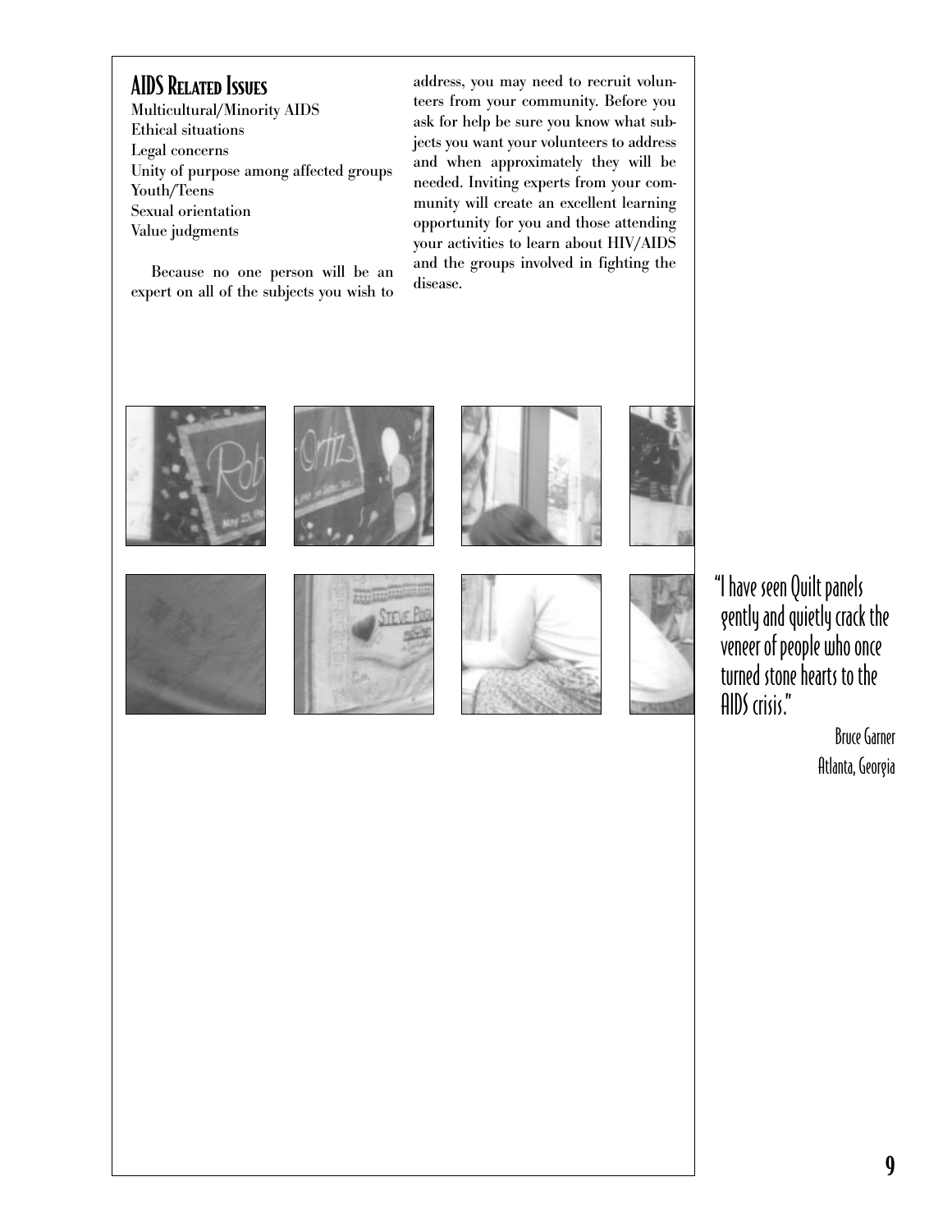## AIDS Related Issues

Multicultural/Minority AIDS
Ethical situations
Legal concerns
Unity of purpose among affected groups
Youth/Teens
Sexual orientation
Value judgments

Because no one person will be an expert on all of the subjects you wish to address, you may need to recruit volunteers from your community. Before you ask for help be sure you know what subjects you want your volunteers to address and when approximately they will be needed. Inviting experts from your community will create an excellent learning opportunity for you and those attending your activities to learn about HIV/AIDS and the groups involved in fighting the disease.

"I have seen Quilt panels gently and quietly crack the veneer of people who once turned stone hearts to the AIDS crisis."

Bruce Garner
Atlanta, Georgia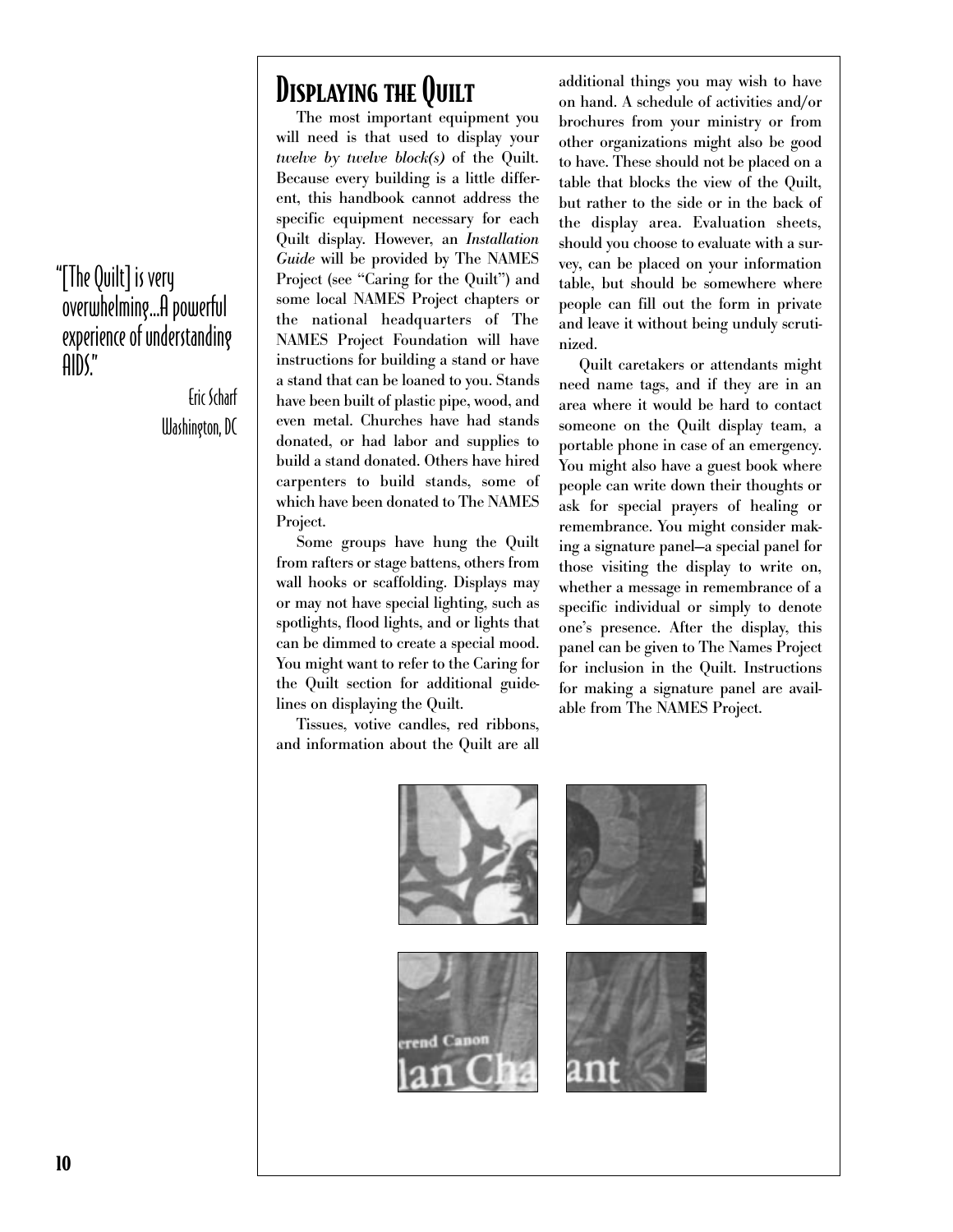# Displaying the Quilt

> "[The Quilt] is very overwhelming...A powerful experience of understanding AIDS."
>
> Eric Scharf
> Washington, DC

The most important equipment you will need is that used to display your *twelve by twelve block(s)* of the Quilt. Because every building is a little different, this handbook cannot address the specific equipment necessary for each Quilt display. However, an *Installation Guide* will be provided by The NAMES Project (see "Caring for the Quilt") and some local NAMES Project chapters or the national headquarters of The NAMES Project Foundation will have instructions for building a stand or have a stand that can be loaned to you. Stands have been built of plastic pipe, wood, and even metal. Churches have had stands donated, or had labor and supplies to build a stand donated. Others have hired carpenters to build stands, some of which have been donated to The NAMES Project.

Some groups have hung the Quilt from rafters or stage battens, others from wall hooks or scaffolding. Displays may or may not have special lighting, such as spotlights, flood lights, and or lights that can be dimmed to create a special mood. You might want to refer to the Caring for the Quilt section for additional guidelines on displaying the Quilt.

Tissues, votive candles, red ribbons, and information about the Quilt are all additional things you may wish to have on hand. A schedule of activities and/or brochures from your ministry or from other organizations might also be good to have. These should not be placed on a table that blocks the view of the Quilt, but rather to the side or in the back of the display area. Evaluation sheets, should you choose to evaluate with a survey, can be placed on your information table, but should be somewhere where people can fill out the form in private and leave it without being unduly scrutinized.

Quilt caretakers or attendants might need name tags, and if they are in an area where it would be hard to contact someone on the Quilt display team, a portable phone in case of an emergency. You might also have a guest book where people can write down their thoughts or ask for special prayers of healing or remembrance. You might consider making a signature panel—a special panel for those visiting the display to write on, whether a message in remembrance of a specific individual or simply to denote one's presence. After the display, this panel can be given to The Names Project for inclusion in the Quilt. Instructions for making a signature panel are available from The NAMES Project.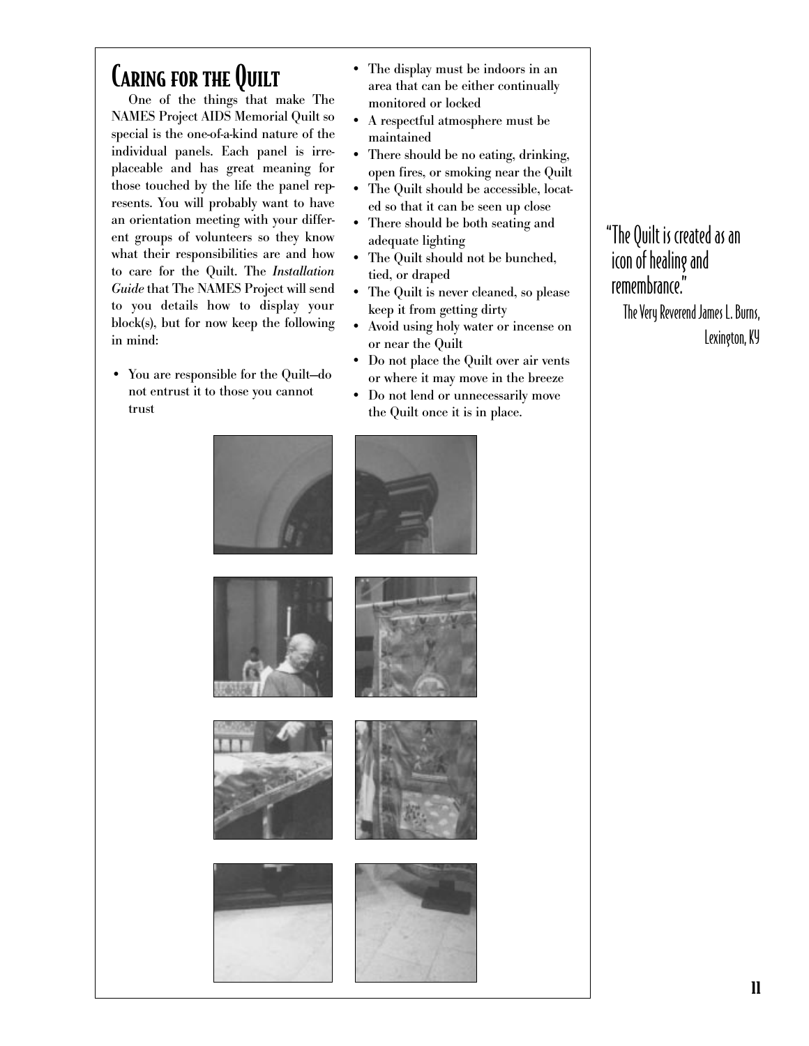## Caring for the Quilt

One of the things that make The NAMES Project AIDS Memorial Quilt so special is the one-of-a-kind nature of the individual panels. Each panel is irreplaceable and has great meaning for those touched by the life the panel represents. You will probably want to have an orientation meeting with your different groups of volunteers so they know what their responsibilities are and how to care for the Quilt. The *Installation Guide* that The NAMES Project will send to you details how to display your block(s), but for now keep the following in mind:

- You are responsible for the Quilt—do not entrust it to those you cannot trust
- The display must be indoors in an area that can be either continually monitored or locked
- A respectful atmosphere must be maintained
- There should be no eating, drinking, open fires, or smoking near the Quilt
- The Quilt should be accessible, located so that it can be seen up close
- There should be both seating and adequate lighting
- The Quilt should not be bunched, tied, or draped
- The Quilt is never cleaned, so please keep it from getting dirty
- Avoid using holy water or incense on or near the Quilt
- Do not place the Quilt over air vents or where it may move in the breeze
- Do not lend or unnecessarily move the Quilt once it is in place.

"The Quilt is created as an icon of healing and remembrance."

The Very Reverend James L. Burns, Lexington, KY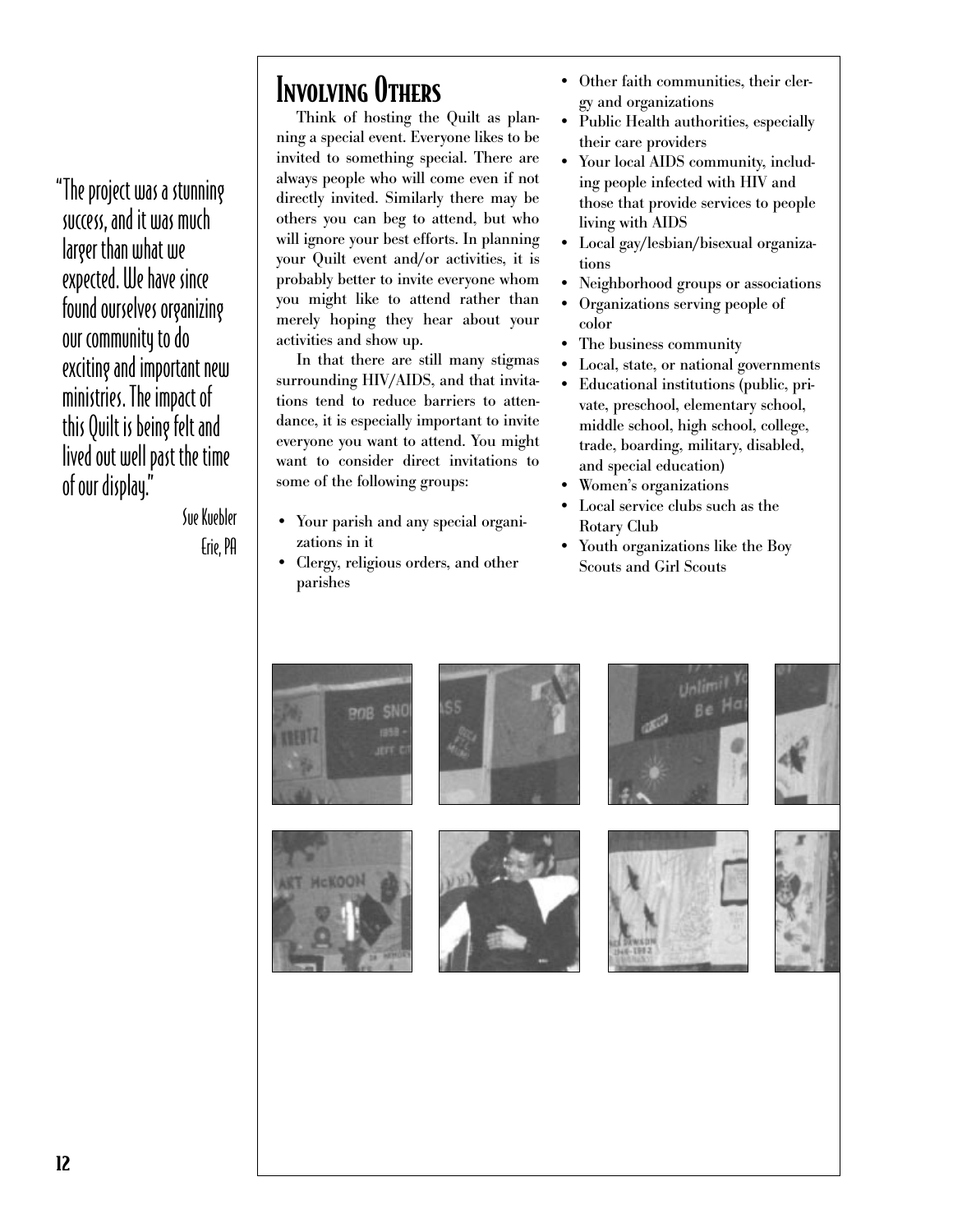> "The project was a stunning success, and it was much larger than what we expected. We have since found ourselves organizing our community to do exciting and important new ministries. The impact of this Quilt is being felt and lived out well past the time of our display."
>
> Sue Kuebler
> Erie, PA

## Involving Others

Think of hosting the Quilt as planning a special event. Everyone likes to be invited to something special. There are always people who will come even if not directly invited. Similarly there may be others you can beg to attend, but who will ignore your best efforts. In planning your Quilt event and/or activities, it is probably better to invite everyone whom you might like to attend rather than merely hoping they hear about your activities and show up.

In that there are still many stigmas surrounding HIV/AIDS, and that invitations tend to reduce barriers to attendance, it is especially important to invite everyone you want to attend. You might want to consider direct invitations to some of the following groups:

- Your parish and any special organizations in it
- Clergy, religious orders, and other parishes
- Other faith communities, their clergy and organizations
- Public Health authorities, especially their care providers
- Your local AIDS community, including people infected with HIV and those that provide services to people living with AIDS
- Local gay/lesbian/bisexual organizations
- Neighborhood groups or associations
- Organizations serving people of color
- The business community
- Local, state, or national governments
- Educational institutions (public, private, preschool, elementary school, middle school, high school, college, trade, boarding, military, disabled, and special education)
- Women's organizations
- Local service clubs such as the Rotary Club
- Youth organizations like the Boy Scouts and Girl Scouts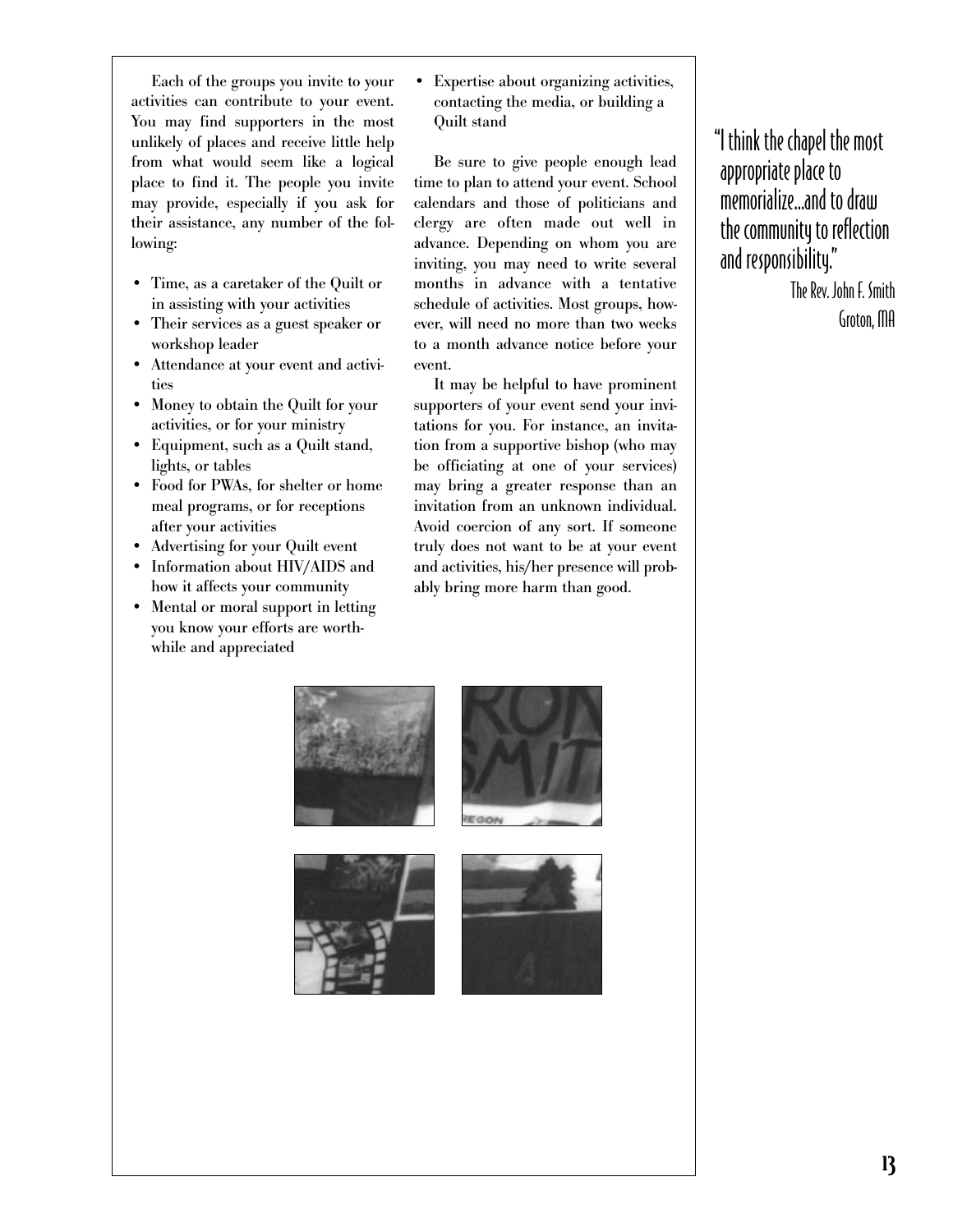Each of the groups you invite to your activities can contribute to your event. You may find supporters in the most unlikely of places and receive little help from what would seem like a logical place to find it. The people you invite may provide, especially if you ask for their assistance, any number of the following:

- Time, as a caretaker of the Quilt or in assisting with your activities
- Their services as a guest speaker or workshop leader
- Attendance at your event and activities
- Money to obtain the Quilt for your activities, or for your ministry
- Equipment, such as a Quilt stand, lights, or tables
- Food for PWAs, for shelter or home meal programs, or for receptions after your activities
- Advertising for your Quilt event
- Information about HIV/AIDS and how it affects your community
- Mental or moral support in letting you know your efforts are worthwhile and appreciated
- Expertise about organizing activities, contacting the media, or building a Quilt stand

Be sure to give people enough lead time to plan to attend your event. School calendars and those of politicians and clergy are often made out well in advance. Depending on whom you are inviting, you may need to write several months in advance with a tentative schedule of activities. Most groups, however, will need no more than two weeks to a month advance notice before your event.

It may be helpful to have prominent supporters of your event send your invitations for you. For instance, an invitation from a supportive bishop (who may be officiating at one of your services) may bring a greater response than an invitation from an unknown individual. Avoid coercion of any sort. If someone truly does not want to be at your event and activities, his/her presence will probably bring more harm than good.

"I think the chapel the most appropriate place to memorialize...and to draw the community to reflection and responsibility."

The Rev. John F. Smith
Groton, MA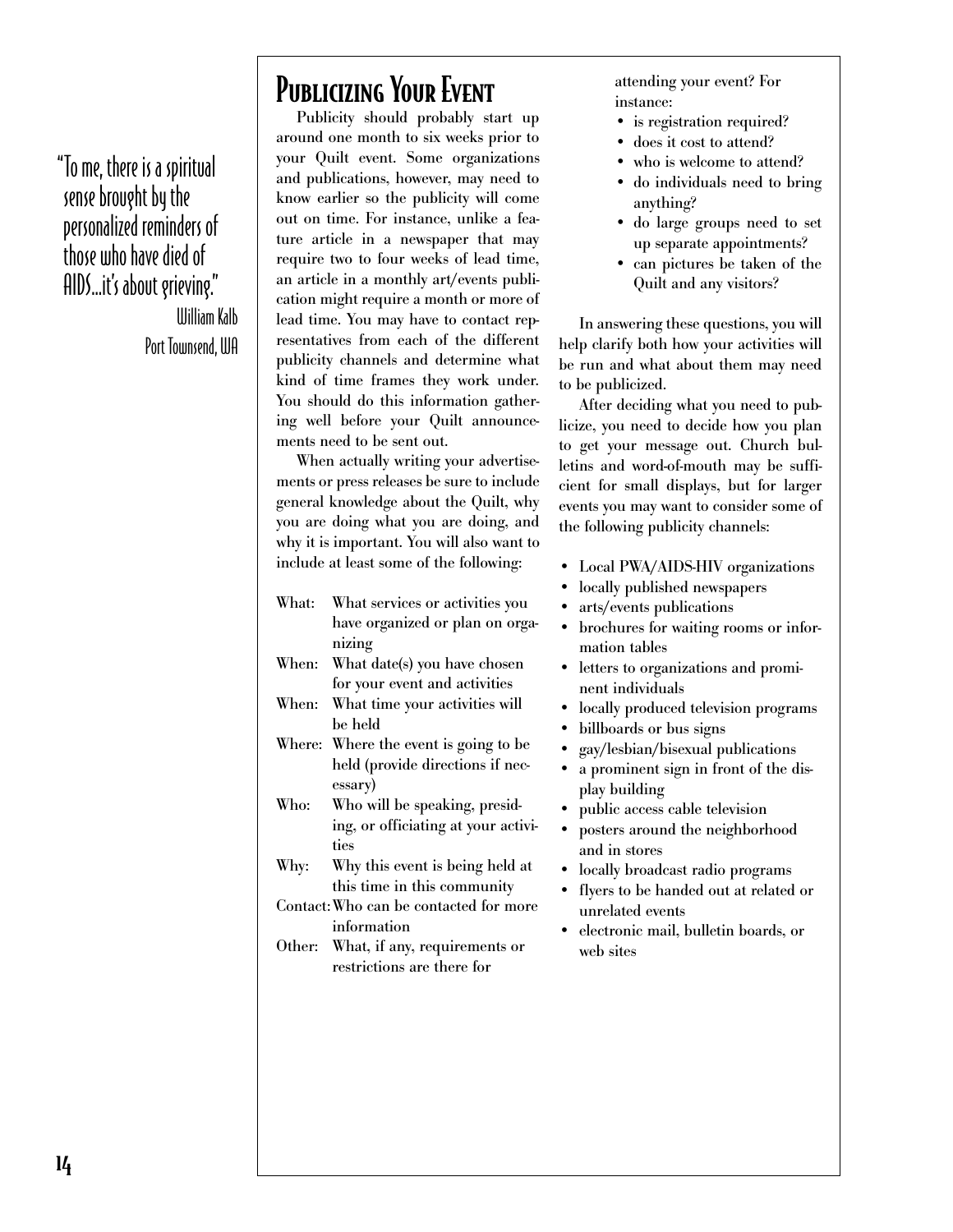> "To me, there is a spiritual sense brought by the personalized reminders of those who have died of AIDS...it's about grieving."
>
> William Kalb
> Port Townsend, WA

## Publicizing Your Event

Publicity should probably start up around one month to six weeks prior to your Quilt event. Some organizations and publications, however, may need to know earlier so the publicity will come out on time. For instance, unlike a feature article in a newspaper that may require two to four weeks of lead time, an article in a monthly art/events publication might require a month or more of lead time. You may have to contact representatives from each of the different publicity channels and determine what kind of time frames they work under. You should do this information gathering well before your Quilt announcements need to be sent out.

When actually writing your advertisements or press releases be sure to include general knowledge about the Quilt, why you are doing what you are doing, and why it is important. You will also want to include at least some of the following:

- **What:** What services or activities you have organized or plan on organizing
- **When:** What date(s) you have chosen for your event and activities
- **When:** What time your activities will be held
- **Where:** Where the event is going to be held (provide directions if necessary)
- **Who:** Who will be speaking, presiding, or officiating at your activities
- **Why:** Why this event is being held at this time in this community
- **Contact:** Who can be contacted for more information
- **Other:** What, if any, requirements or restrictions are there for attending your event? For instance:
  - is registration required?
  - does it cost to attend?
  - who is welcome to attend?
  - do individuals need to bring anything?
  - do large groups need to set up separate appointments?
  - can pictures be taken of the Quilt and any visitors?

In answering these questions, you will help clarify both how your activities will be run and what about them may need to be publicized.

After deciding what you need to publicize, you need to decide how you plan to get your message out. Church bulletins and word-of-mouth may be sufficient for small displays, but for larger events you may want to consider some of the following publicity channels:

- Local PWA/AIDS-HIV organizations
- locally published newspapers
- arts/events publications
- brochures for waiting rooms or information tables
- letters to organizations and prominent individuals
- locally produced television programs
- billboards or bus signs
- gay/lesbian/bisexual publications
- a prominent sign in front of the display building
- public access cable television
- posters around the neighborhood and in stores
- locally broadcast radio programs
- flyers to be handed out at related or unrelated events
- electronic mail, bulletin boards, or web sites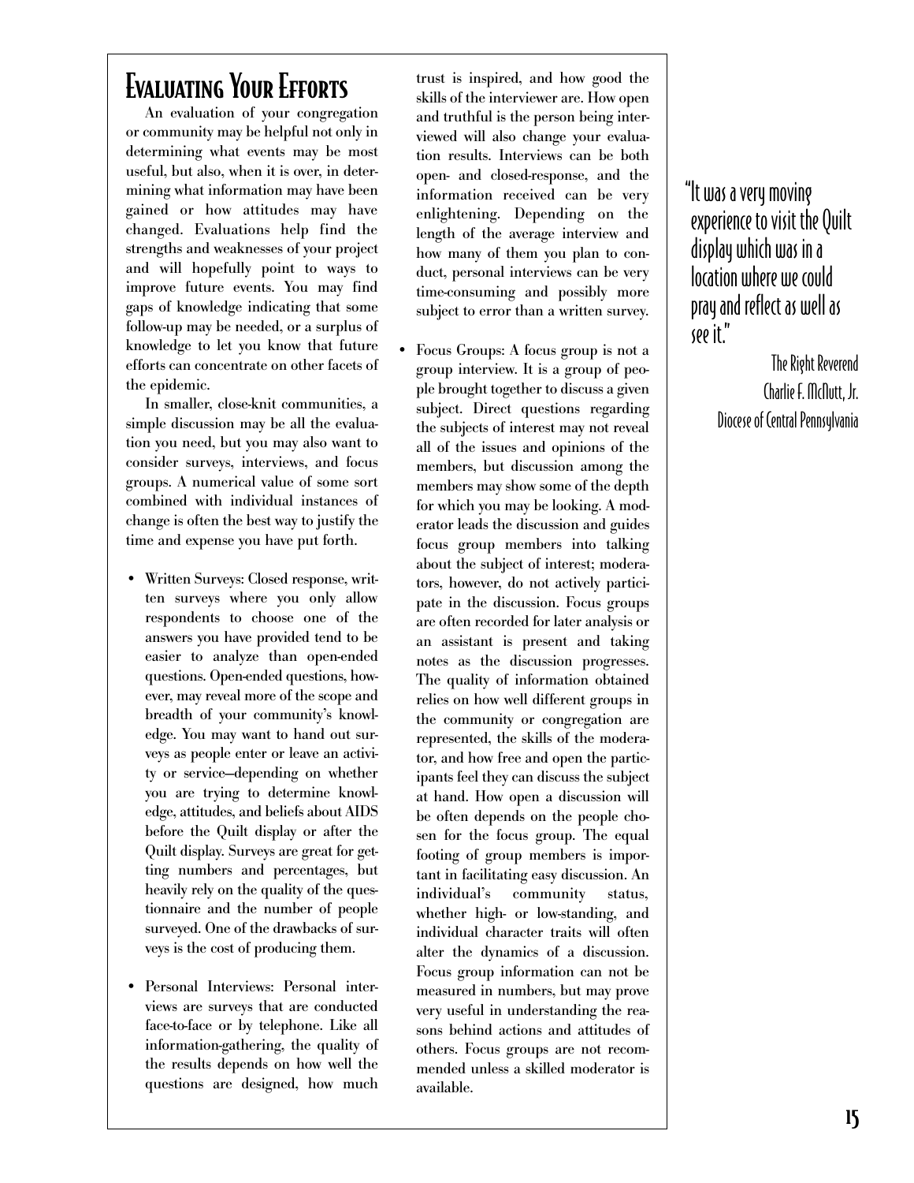# Evaluating Your Efforts

An evaluation of your congregation or community may be helpful not only in determining what events may be most useful, but also, when it is over, in determining what information may have been gained or how attitudes may have changed. Evaluations help find the strengths and weaknesses of your project and will hopefully point to ways to improve future events. You may find gaps of knowledge indicating that some follow-up may be needed, or a surplus of knowledge to let you know that future efforts can concentrate on other facets of the epidemic.

In smaller, close-knit communities, a simple discussion may be all the evaluation you need, but you may also want to consider surveys, interviews, and focus groups. A numerical value of some sort combined with individual instances of change is often the best way to justify the time and expense you have put forth.

- Written Surveys: Closed response, written surveys where you only allow respondents to choose one of the answers you have provided tend to be easier to analyze than open-ended questions. Open-ended questions, however, may reveal more of the scope and breadth of your community's knowledge. You may want to hand out surveys as people enter or leave an activity or service—depending on whether you are trying to determine knowledge, attitudes, and beliefs about AIDS before the Quilt display or after the Quilt display. Surveys are great for getting numbers and percentages, but heavily rely on the quality of the questionnaire and the number of people surveyed. One of the drawbacks of surveys is the cost of producing them.

- Personal Interviews: Personal interviews are surveys that are conducted face-to-face or by telephone. Like all information-gathering, the quality of the results depends on how well the questions are designed, how much trust is inspired, and how good the skills of the interviewer are. How open and truthful is the person being interviewed will also change your evaluation results. Interviews can be both open- and closed-response, and the information received can be very enlightening. Depending on the length of the average interview and how many of them you plan to conduct, personal interviews can be very time-consuming and possibly more subject to error than a written survey.

- Focus Groups: A focus group is not a group interview. It is a group of people brought together to discuss a given subject. Direct questions regarding the subjects of interest may not reveal all of the issues and opinions of the members, but discussion among the members may show some of the depth for which you may be looking. A moderator leads the discussion and guides focus group members into talking about the subject of interest; moderators, however, do not actively participate in the discussion. Focus groups are often recorded for later analysis or an assistant is present and taking notes as the discussion progresses. The quality of information obtained relies on how well different groups in the community or congregation are represented, the skills of the moderator, and how free and open the participants feel they can discuss the subject at hand. How open a discussion will be often depends on the people chosen for the focus group. The equal footing of group members is important in facilitating easy discussion. An individual's community status, whether high- or low-standing, and individual character traits will often alter the dynamics of a discussion. Focus group information can not be measured in numbers, but may prove very useful in understanding the reasons behind actions and attitudes of others. Focus groups are not recommended unless a skilled moderator is available.

> "It was a very moving experience to visit the Quilt display which was in a location where we could pray and reflect as well as see it."
>
> The Right Reverend Charlie F. McNutt, Jr.
> Diocese of Central Pennsylvania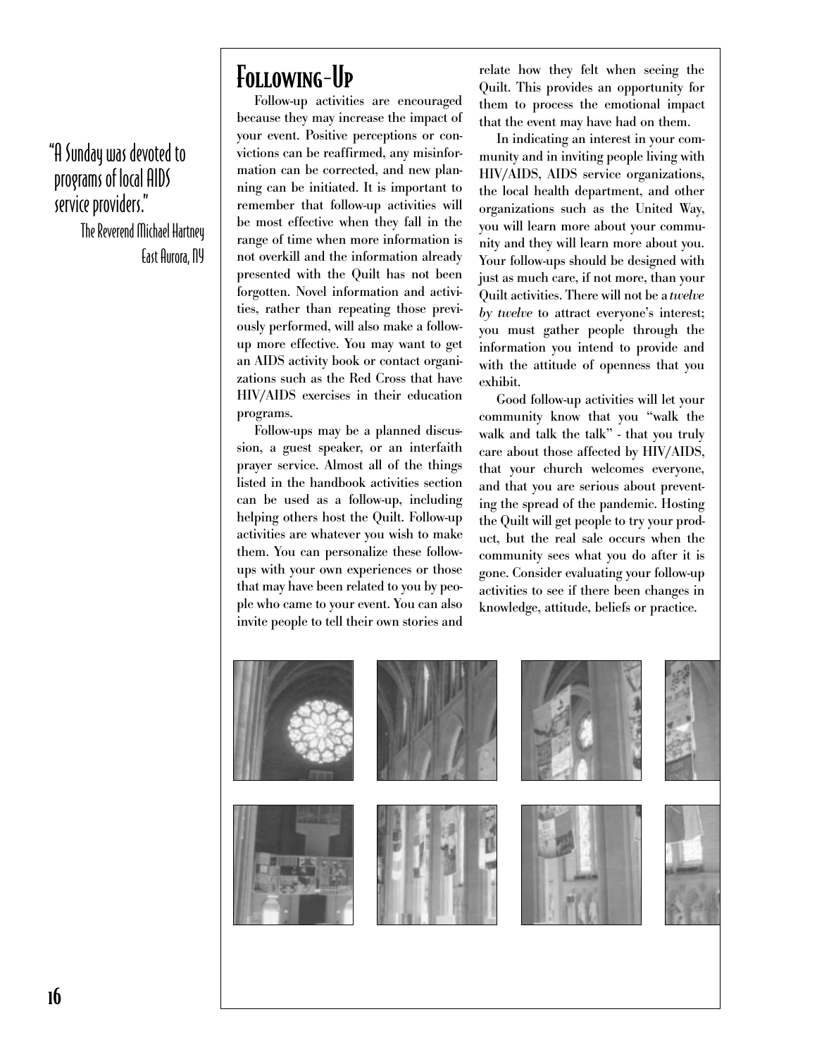> "A Sunday was devoted to programs of local AIDS service providers."
>
> The Reverend Michael Hartney
> East Aurora, NY

## Following-Up

Follow-up activities are encouraged because they may increase the impact of your event. Positive perceptions or convictions can be reaffirmed, any misinformation can be corrected, and new planning can be initiated. It is important to remember that follow-up activities will be most effective when they fall in the range of time when more information is not overkill and the information already presented with the Quilt has not been forgotten. Novel information and activities, rather than repeating those previously performed, will also make a follow-up more effective. You may want to get an AIDS activity book or contact organizations such as the Red Cross that have HIV/AIDS exercises in their education programs.

Follow-ups may be a planned discussion, a guest speaker, or an interfaith prayer service. Almost all of the things listed in the handbook activities section can be used as a follow-up, including helping others host the Quilt. Follow-up activities are whatever you wish to make them. You can personalize these follow-ups with your own experiences or those that may have been related to you by people who came to your event. You can also invite people to tell their own stories and relate how they felt when seeing the Quilt. This provides an opportunity for them to process the emotional impact that the event may have had on them.

In indicating an interest in your community and in inviting people living with HIV/AIDS, AIDS service organizations, the local health department, and other organizations such as the United Way, you will learn more about your community and they will learn more about you. Your follow-ups should be designed with just as much care, if not more, than your Quilt activities. There will not be a *twelve by twelve* to attract everyone's interest; you must gather people through the information you intend to provide and with the attitude of openness that you exhibit.

Good follow-up activities will let your community know that you "walk the walk and talk the talk" - that you truly care about those affected by HIV/AIDS, that your church welcomes everyone, and that you are serious about preventing the spread of the pandemic. Hosting the Quilt will get people to try your product, but the real sale occurs when the community sees what you do after it is gone. Consider evaluating your follow-up activities to see if there been changes in knowledge, attitude, beliefs or practice.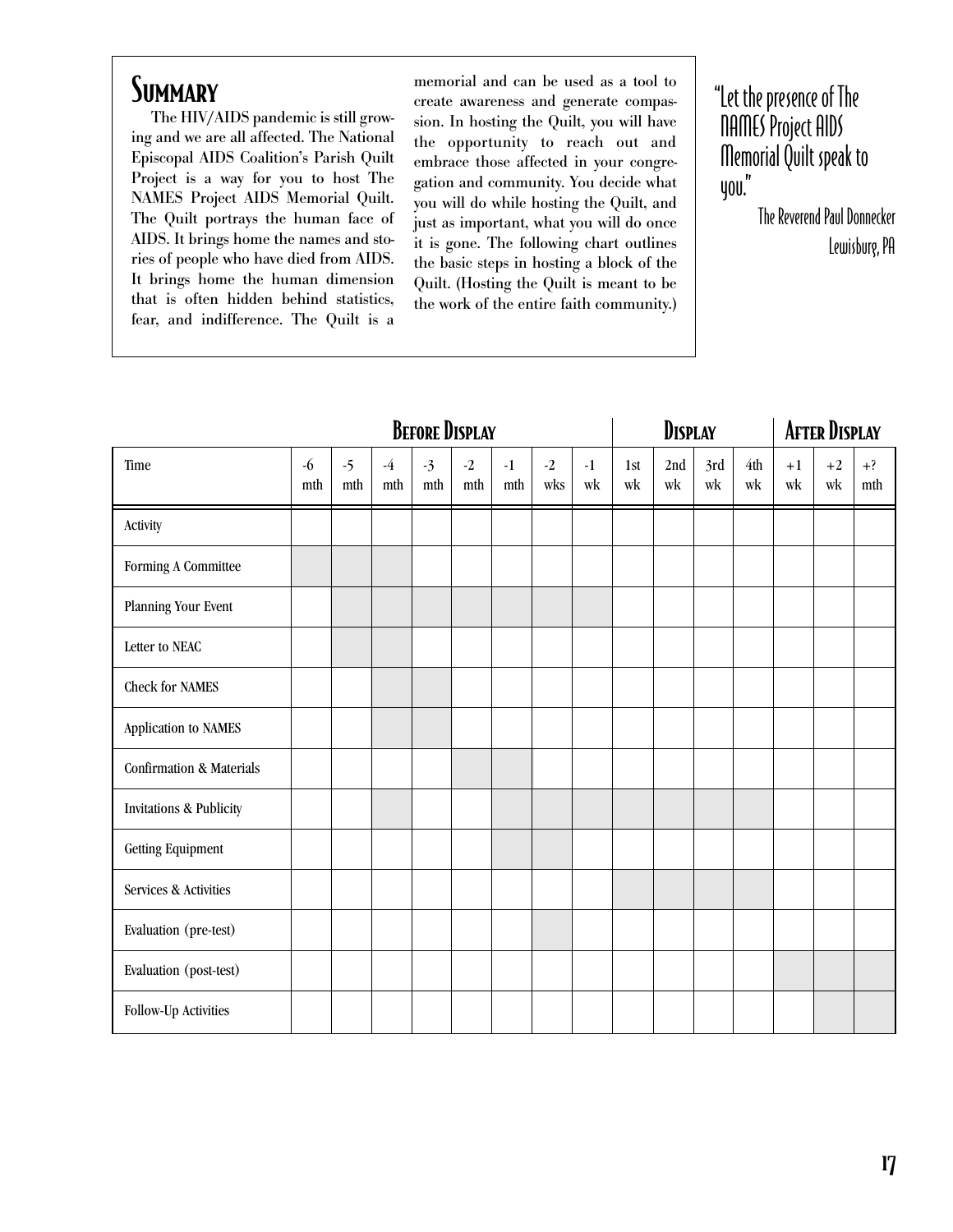## Summary

The HIV/AIDS pandemic is still growing and we are all affected. The National Episcopal AIDS Coalition's Parish Quilt Project is a way for you to host The NAMES Project AIDS Memorial Quilt. The Quilt portrays the human face of AIDS. It brings home the names and stories of people who have died from AIDS. It brings home the human dimension that is often hidden behind statistics, fear, and indifference. The Quilt is a memorial and can be used as a tool to create awareness and generate compassion. In hosting the Quilt, you will have the opportunity to reach out and embrace those affected in your congregation and community. You decide what you will do while hosting the Quilt, and just as important, what you will do once it is gone. The following chart outlines the basic steps in hosting a block of the Quilt. (Hosting the Quilt is meant to be the work of the entire faith community.)

> "Let the presence of The NAMES Project AIDS Memorial Quilt speak to you."
>
> The Reverend Paul Donnecker
> Lewisburg, PA

| | **Before Display** | | | | | | | | **Display** | | | | **After Display** | | |
|---|---|---|---|---|---|---|---|---|---|---|---|---|---|---|---|
| Time | -6 mth | -5 mth | -4 mth | -3 mth | -2 mth | -1 mth | -2 wks | -1 wk | 1st wk | 2nd wk | 3rd wk | 4th wk | +1 wk | +2 wk | +? mth |
| Activity | | | | | | | | | | | | | | | |
| Forming A Committee | ■ | ■ | ■ | | | | | | | | | | | | |
| Planning Your Event | | ■ | ■ | ■ | ■ | ■ | ■ | ■ | | | | | | | |
| Letter to NEAC | | ■ | ■ | | | | | | | | | | | | |
| Check for NAMES | | | ■ | ■ | | | | | | | | | | | |
| Application to NAMES | | | ■ | ■ | | | | | | | | | | | |
| Confirmation & Materials | | | | | ■ | ■ | | | | | | | | | |
| Invitations & Publicity | | | ■ | | | ■ | ■ | ■ | ■ | ■ | ■ | ■ | | | |
| Getting Equipment | | | | | | ■ | ■ | | | | | | | | |
| Services & Activities | | | | | | | | | ■ | ■ | ■ | ■ | | | |
| Evaluation (pre-test) | | | | | | | ■ | | | | | | | | |
| Evaluation (post-test) | | | | | | | | | | | | | ■ | ■ | ■ |
| Follow-Up Activities | | | | | | | | | | | | | | ■ | ■ |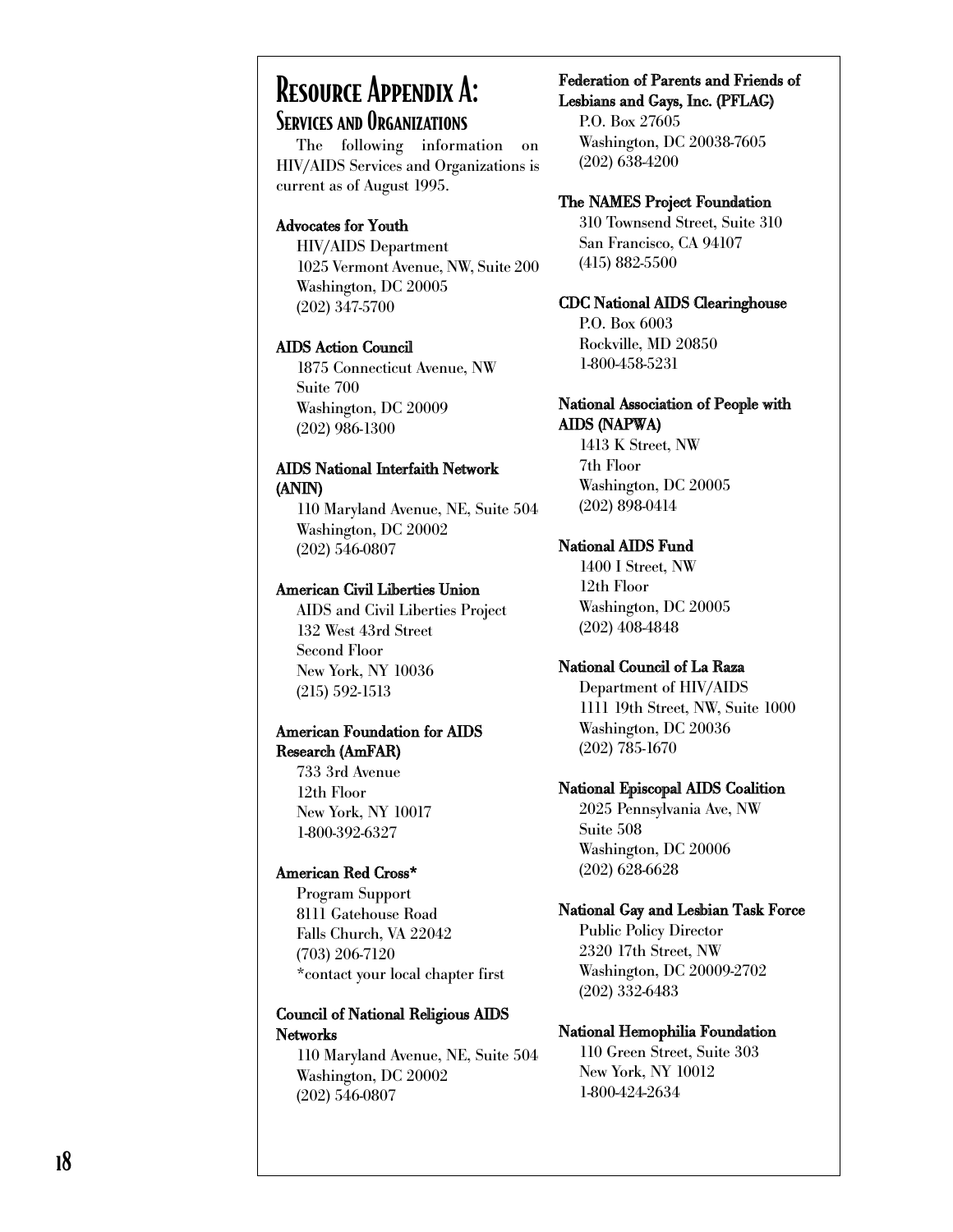# Resource Appendix A:

## Services and Organizations

The following information on HIV/AIDS Services and Organizations is current as of August 1995.

**Advocates for Youth**
HIV/AIDS Department
1025 Vermont Avenue, NW, Suite 200
Washington, DC 20005
(202) 347-5700

**AIDS Action Council**
1875 Connecticut Avenue, NW
Suite 700
Washington, DC 20009
(202) 986-1300

**AIDS National Interfaith Network (ANIN)**
110 Maryland Avenue, NE, Suite 504
Washington, DC 20002
(202) 546-0807

**American Civil Liberties Union**
AIDS and Civil Liberties Project
132 West 43rd Street
Second Floor
New York, NY 10036
(215) 592-1513

**American Foundation for AIDS Research (AmFAR)**
733 3rd Avenue
12th Floor
New York, NY 10017
1-800-392-6327

**American Red Cross***
Program Support
8111 Gatehouse Road
Falls Church, VA 22042
(703) 206-7120
*contact your local chapter first

**Council of National Religious AIDS Networks**
110 Maryland Avenue, NE, Suite 504
Washington, DC 20002
(202) 546-0807

**Federation of Parents and Friends of Lesbians and Gays, Inc. (PFLAG)**
P.O. Box 27605
Washington, DC 20038-7605
(202) 638-4200

**The NAMES Project Foundation**
310 Townsend Street, Suite 310
San Francisco, CA 94107
(415) 882-5500

**CDC National AIDS Clearinghouse**
P.O. Box 6003
Rockville, MD 20850
1-800-458-5231

**National Association of People with AIDS (NAPWA)**
1413 K Street, NW
7th Floor
Washington, DC 20005
(202) 898-0414

**National AIDS Fund**
1400 I Street, NW
12th Floor
Washington, DC 20005
(202) 408-4848

**National Council of La Raza**
Department of HIV/AIDS
1111 19th Street, NW, Suite 1000
Washington, DC 20036
(202) 785-1670

**National Episcopal AIDS Coalition**
2025 Pennsylvania Ave, NW
Suite 508
Washington, DC 20006
(202) 628-6628

**National Gay and Lesbian Task Force**
Public Policy Director
2320 17th Street, NW
Washington, DC 20009-2702
(202) 332-6483

**National Hemophilia Foundation**
110 Green Street, Suite 303
New York, NY 10012
1-800-424-2634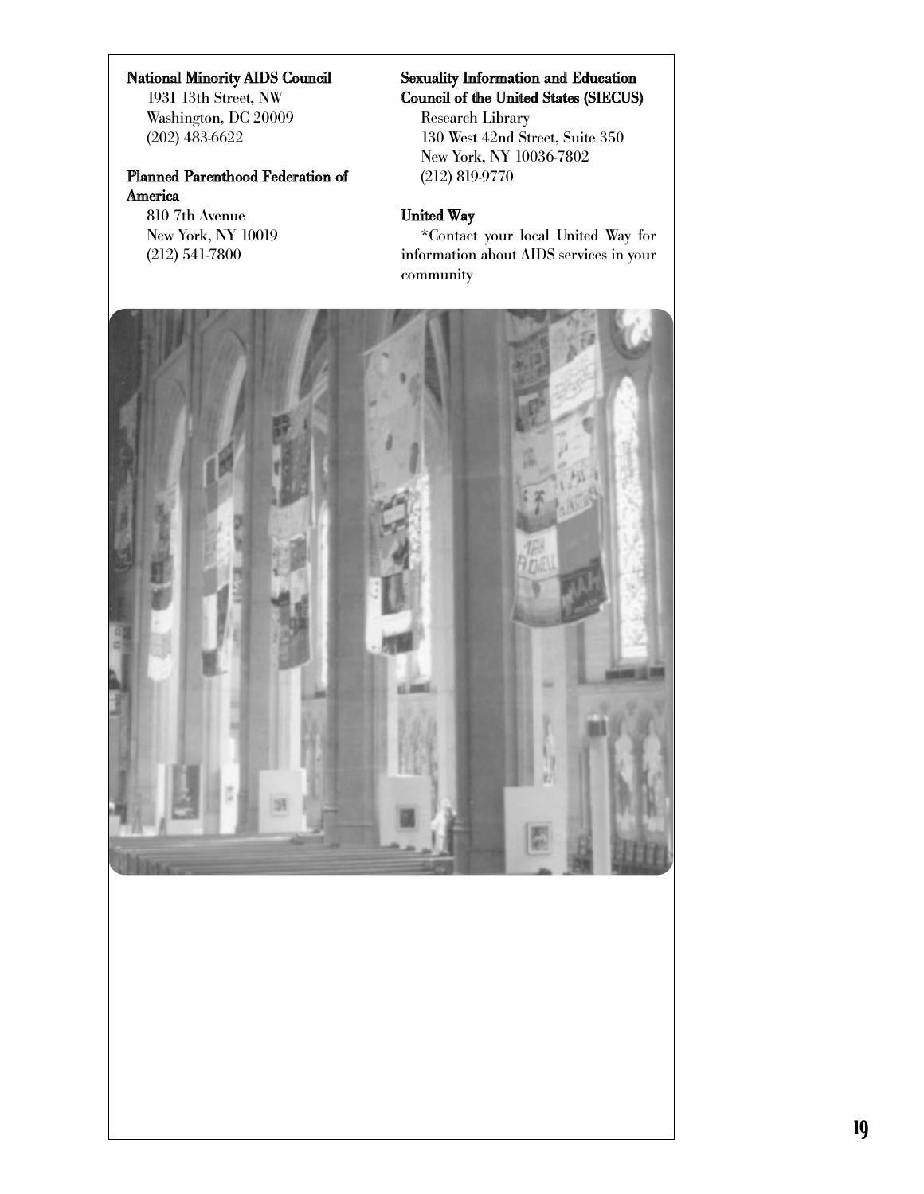**National Minority AIDS Council**
1931 13th Street, NW
Washington, DC 20009
(202) 483-6622

**Planned Parenthood Federation of America**
810 7th Avenue
New York, NY 10019
(212) 541-7800

**Sexuality Information and Education Council of the United States (SIECUS)**
Research Library
130 West 42nd Street, Suite 350
New York, NY 10036-7802
(212) 819-9770

**United Way**
*Contact your local United Way for information about AIDS services in your community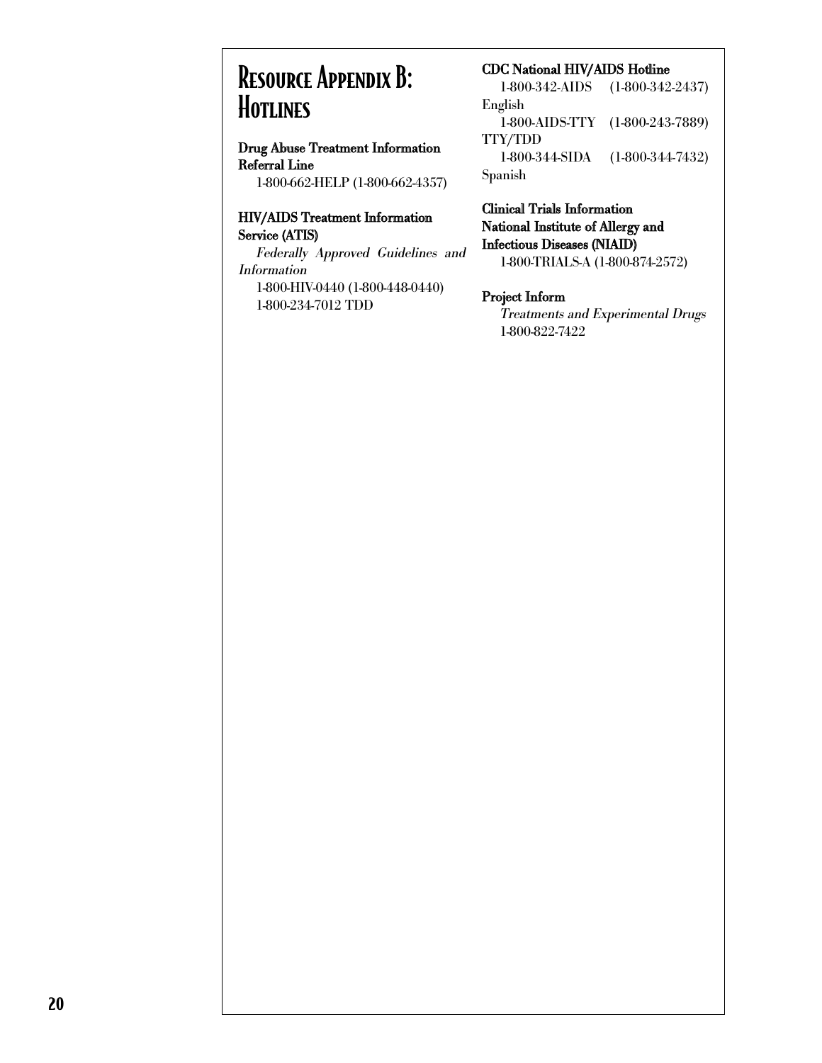# Resource Appendix B: Hotlines

**Drug Abuse Treatment Information Referral Line**
1-800-662-HELP (1-800-662-4357)

**HIV/AIDS Treatment Information Service (ATIS)**
*Federally Approved Guidelines and Information*
1-800-HIV-0440 (1-800-448-0440)
1-800-234-7012 TDD

**CDC National HIV/AIDS Hotline**
1-800-342-AIDS (1-800-342-2437) English
1-800-AIDS-TTY (1-800-243-7889) TTY/TDD
1-800-344-SIDA (1-800-344-7432) Spanish

**Clinical Trials Information National Institute of Allergy and Infectious Diseases (NIAID)**
1-800-TRIALS-A (1-800-874-2572)

**Project Inform**
*Treatments and Experimental Drugs*
1-800-822-7422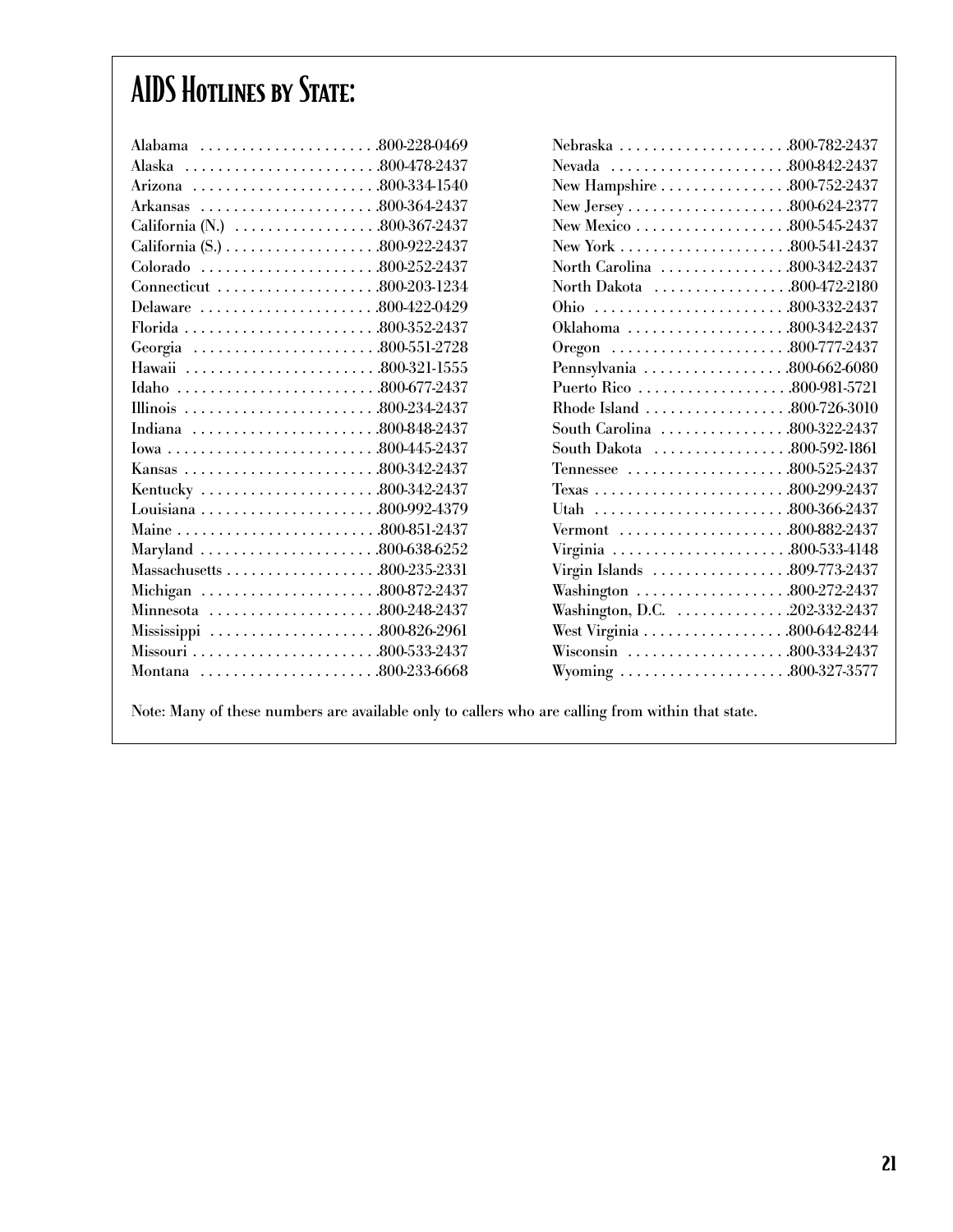# AIDS Hotlines by State:

| State | Number |
|---|---|
| Alabama | 800-228-0469 |
| Alaska | 800-478-2437 |
| Arizona | 800-334-1540 |
| Arkansas | 800-364-2437 |
| California (N.) | 800-367-2437 |
| California (S.) | 800-922-2437 |
| Colorado | 800-252-2437 |
| Connecticut | 800-203-1234 |
| Delaware | 800-422-0429 |
| Florida | 800-352-2437 |
| Georgia | 800-551-2728 |
| Hawaii | 800-321-1555 |
| Idaho | 800-677-2437 |
| Illinois | 800-234-2437 |
| Indiana | 800-848-2437 |
| Iowa | 800-445-2437 |
| Kansas | 800-342-2437 |
| Kentucky | 800-342-2437 |
| Louisiana | 800-992-4379 |
| Maine | 800-851-2437 |
| Maryland | 800-638-6252 |
| Massachusetts | 800-235-2331 |
| Michigan | 800-872-2437 |
| Minnesota | 800-248-2437 |
| Mississippi | 800-826-2961 |
| Missouri | 800-533-2437 |
| Montana | 800-233-6668 |
| Nebraska | 800-782-2437 |
| Nevada | 800-842-2437 |
| New Hampshire | 800-752-2437 |
| New Jersey | 800-624-2377 |
| New Mexico | 800-545-2437 |
| New York | 800-541-2437 |
| North Carolina | 800-342-2437 |
| North Dakota | 800-472-2180 |
| Ohio | 800-332-2437 |
| Oklahoma | 800-342-2437 |
| Oregon | 800-777-2437 |
| Pennsylvania | 800-662-6080 |
| Puerto Rico | 800-981-5721 |
| Rhode Island | 800-726-3010 |
| South Carolina | 800-322-2437 |
| South Dakota | 800-592-1861 |
| Tennessee | 800-525-2437 |
| Texas | 800-299-2437 |
| Utah | 800-366-2437 |
| Vermont | 800-882-2437 |
| Virginia | 800-533-4148 |
| Virgin Islands | 809-773-2437 |
| Washington | 800-272-2437 |
| Washington, D.C. | 202-332-2437 |
| West Virginia | 800-642-8244 |
| Wisconsin | 800-334-2437 |
| Wyoming | 800-327-3577 |

Note: Many of these numbers are available only to callers who are calling from within that state.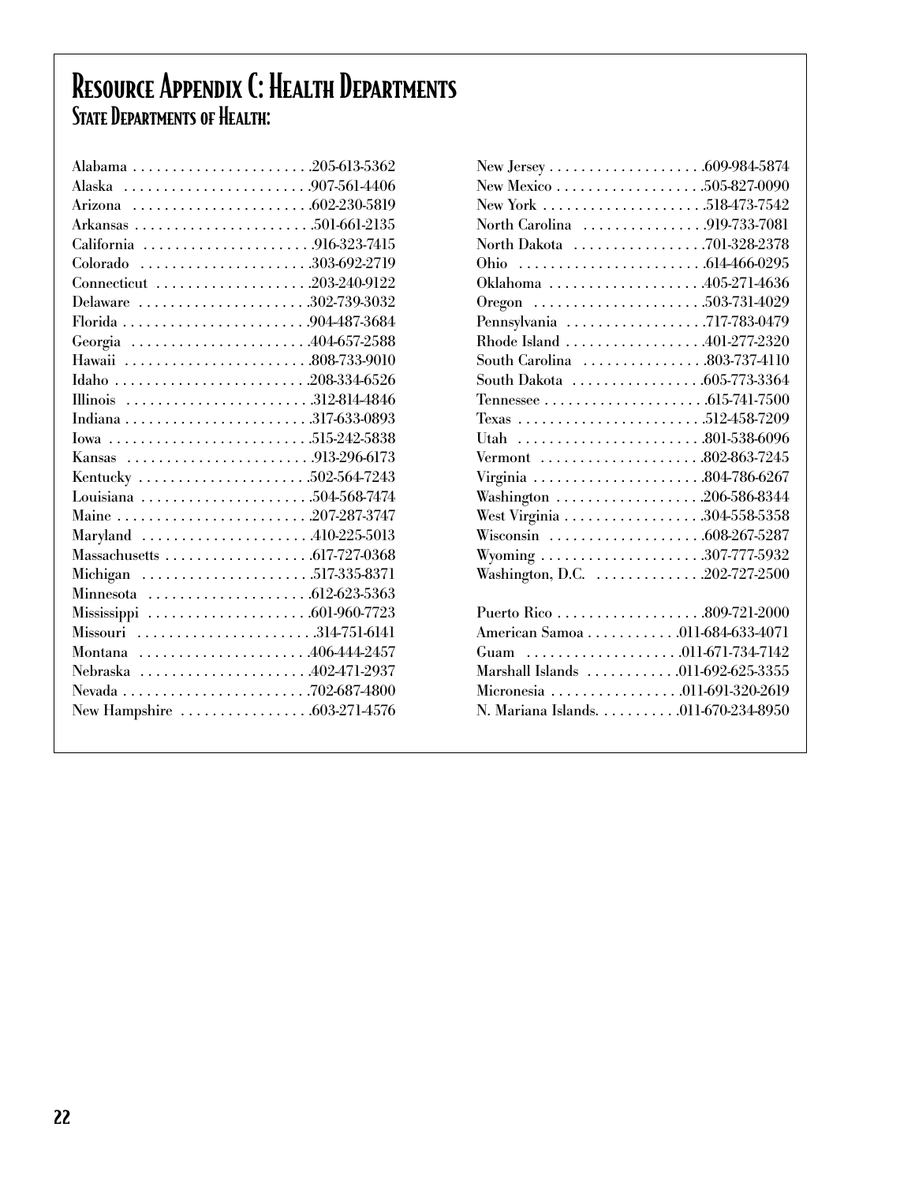# Resource Appendix C: Health Departments

## State Departments of Health:

Alabama . . . . . . . . . . . . . . . . . . . . . . .205-613-5362
Alaska . . . . . . . . . . . . . . . . . . . . . . . .907-561-4406
Arizona . . . . . . . . . . . . . . . . . . . . . . .602-230-5819
Arkansas . . . . . . . . . . . . . . . . . . . . . . .501-661-2135
California . . . . . . . . . . . . . . . . . . . . .916-323-7415
Colorado . . . . . . . . . . . . . . . . . . . . . .303-692-2719
Connecticut . . . . . . . . . . . . . . . . . . . .203-240-9122
Delaware . . . . . . . . . . . . . . . . . . . . . .302-739-3032
Florida . . . . . . . . . . . . . . . . . . . . . . . .904-487-3684
Georgia . . . . . . . . . . . . . . . . . . . . . . .404-657-2588
Hawaii . . . . . . . . . . . . . . . . . . . . . . . .808-733-9010
Idaho . . . . . . . . . . . . . . . . . . . . . . . . .208-334-6526
Illinois . . . . . . . . . . . . . . . . . . . . . . . .312-814-4846
Indiana . . . . . . . . . . . . . . . . . . . . . . . .317-633-0893
Iowa . . . . . . . . . . . . . . . . . . . . . . . . . .515-242-5838
Kansas . . . . . . . . . . . . . . . . . . . . . . . .913-296-6173
Kentucky . . . . . . . . . . . . . . . . . . . . . .502-564-7243
Louisiana . . . . . . . . . . . . . . . . . . . . . .504-568-7474
Maine . . . . . . . . . . . . . . . . . . . . . . . . .207-287-3747
Maryland . . . . . . . . . . . . . . . . . . . . . .410-225-5013
Massachusetts . . . . . . . . . . . . . . . . . .617-727-0368
Michigan . . . . . . . . . . . . . . . . . . . . . .517-335-8371
Minnesota . . . . . . . . . . . . . . . . . . . . .612-623-5363
Mississippi . . . . . . . . . . . . . . . . . . . . .601-960-7723
Missouri . . . . . . . . . . . . . . . . . . . . . . .314-751-6141
Montana . . . . . . . . . . . . . . . . . . . . . .406-444-2457
Nebraska . . . . . . . . . . . . . . . . . . . . . .402-471-2937
Nevada . . . . . . . . . . . . . . . . . . . . . . . .702-687-4800
New Hampshire . . . . . . . . . . . . . . . . .603-271-4576
New Jersey . . . . . . . . . . . . . . . . . . . .609-984-5874
New Mexico . . . . . . . . . . . . . . . . . . .505-827-0090
New York . . . . . . . . . . . . . . . . . . . . .518-473-7542
North Carolina . . . . . . . . . . . . . . . .919-733-7081
North Dakota . . . . . . . . . . . . . . . . .701-328-2378
Ohio . . . . . . . . . . . . . . . . . . . . . . . . .614-466-0295
Oklahoma . . . . . . . . . . . . . . . . . . . .405-271-4636
Oregon . . . . . . . . . . . . . . . . . . . . . .503-731-4029
Pennsylvania . . . . . . . . . . . . . . . . . .717-783-0479
Rhode Island . . . . . . . . . . . . . . . . . .401-277-2320
South Carolina . . . . . . . . . . . . . . . .803-737-4110
South Dakota . . . . . . . . . . . . . . . . .605-773-3364
Tennessee . . . . . . . . . . . . . . . . . . . . .615-741-7500
Texas . . . . . . . . . . . . . . . . . . . . . . . .512-458-7209
Utah . . . . . . . . . . . . . . . . . . . . . . . .801-538-6096
Vermont . . . . . . . . . . . . . . . . . . . . .802-863-7245
Virginia . . . . . . . . . . . . . . . . . . . . . .804-786-6267
Washington . . . . . . . . . . . . . . . . . . .206-586-8344
West Virginia . . . . . . . . . . . . . . . . . .304-558-5358
Wisconsin . . . . . . . . . . . . . . . . . . . .608-267-5287
Wyoming . . . . . . . . . . . . . . . . . . . . .307-777-5932
Washington, D.C. . . . . . . . . . . . . . .202-727-2500

Puerto Rico . . . . . . . . . . . . . . . . . . .809-721-2000
American Samoa . . . . . . . . . . . .011-684-633-4071
Guam . . . . . . . . . . . . . . . . . . . .011-671-734-7142
Marshall Islands . . . . . . . . . . . .011-692-625-3355
Micronesia . . . . . . . . . . . . . . . . .011-691-320-2619
N. Mariana Islands. . . . . . . . . . .011-670-234-8950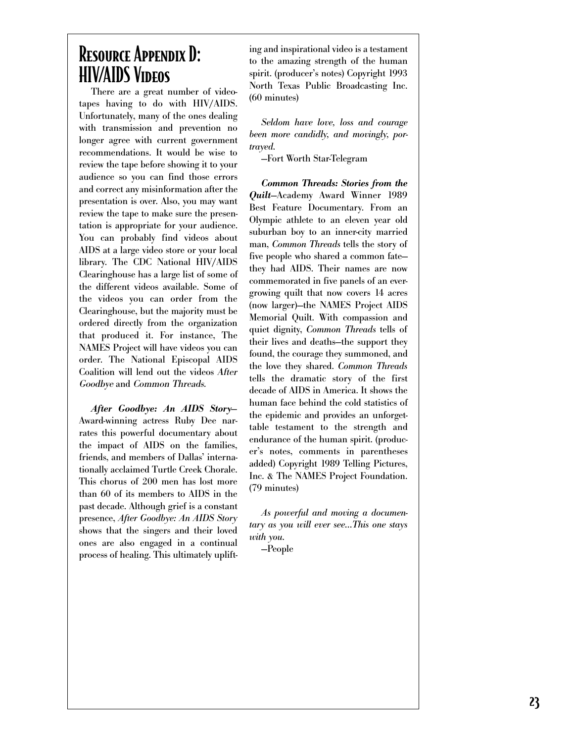# Resource Appendix D: HIV/AIDS Videos

There are a great number of videotapes having to do with HIV/AIDS. Unfortunately, many of the ones dealing with transmission and prevention no longer agree with current government recommendations. It would be wise to review the tape before showing it to your audience so you can find those errors and correct any misinformation after the presentation is over. Also, you may want review the tape to make sure the presentation is appropriate for your audience. You can probably find videos about AIDS at a large video store or your local library. The CDC National HIV/AIDS Clearinghouse has a large list of some of the different videos available. Some of the videos you can order from the Clearinghouse, but the majority must be ordered directly from the organization that produced it. For instance, The NAMES Project will have videos you can order. The National Episcopal AIDS Coalition will lend out the videos *After Goodbye* and *Common Threads*.

***After Goodbye: An AIDS Story***—Award-winning actress Ruby Dee narrates this powerful documentary about the impact of AIDS on the families, friends, and members of Dallas' internationally acclaimed Turtle Creek Chorale. This chorus of 200 men has lost more than 60 of its members to AIDS in the past decade. Although grief is a constant presence, *After Goodbye: An AIDS Story* shows that the singers and their loved ones are also engaged in a continual process of healing. This ultimately uplifting and inspirational video is a testament to the amazing strength of the human spirit. (producer's notes) Copyright 1993 North Texas Public Broadcasting Inc. (60 minutes)

*Seldom have love, loss and courage been more candidly, and movingly, portrayed.*

—Fort Worth Star-Telegram

***Common Threads: Stories from the Quilt***—Academy Award Winner 1989 Best Feature Documentary. From an Olympic athlete to an eleven year old suburban boy to an inner-city married man, *Common Threads* tells the story of five people who shared a common fate—they had AIDS. Their names are now commemorated in five panels of an ever-growing quilt that now covers 14 acres (now larger)—the NAMES Project AIDS Memorial Quilt. With compassion and quiet dignity, *Common Threads* tells of their lives and deaths—the support they found, the courage they summoned, and the love they shared. *Common Threads* tells the dramatic story of the first decade of AIDS in America. It shows the human face behind the cold statistics of the epidemic and provides an unforgettable testament to the strength and endurance of the human spirit. (producer's notes, comments in parentheses added) Copyright 1989 Telling Pictures, Inc. & The NAMES Project Foundation. (79 minutes)

*As powerful and moving a documentary as you will ever see...This one stays with you.*

—People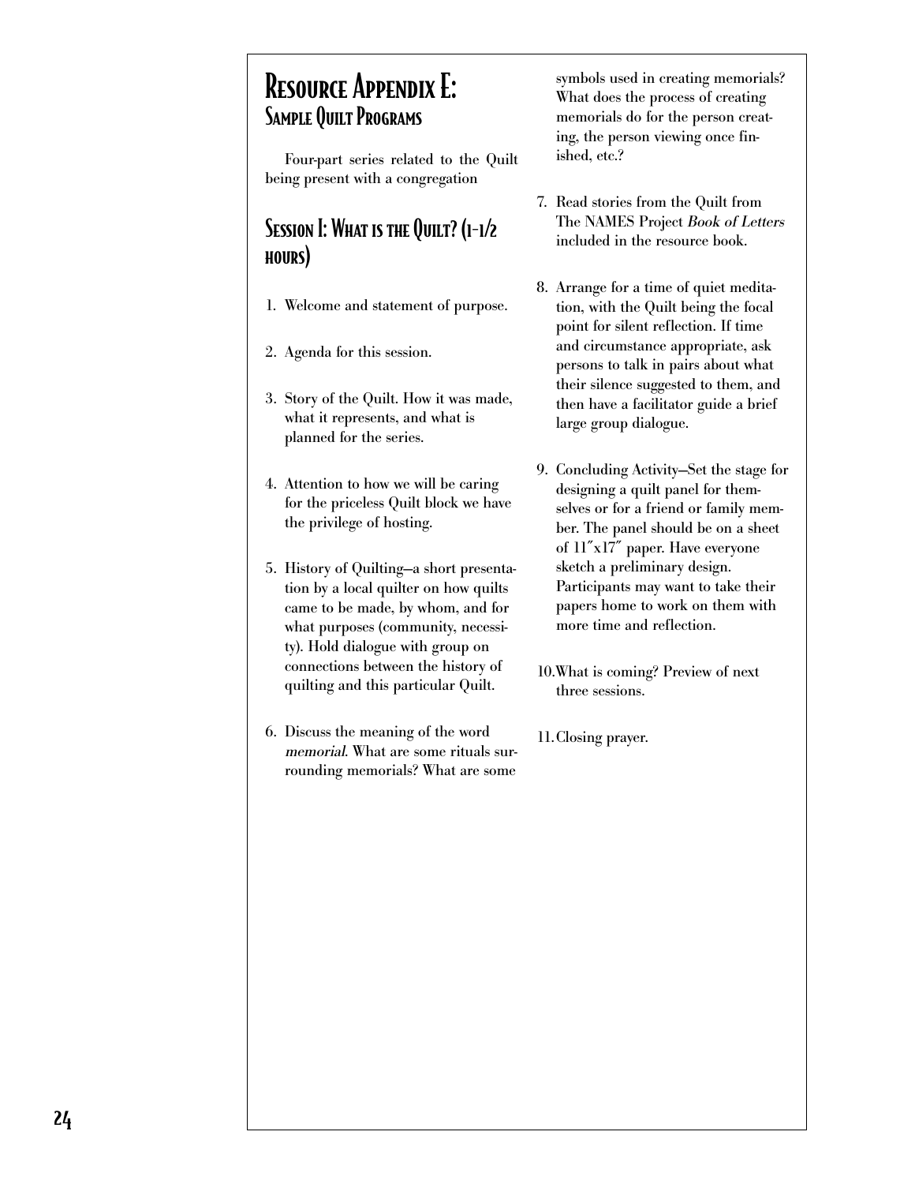# Resource Appendix E:
## Sample Quilt Programs

Four-part series related to the Quilt being present with a congregation

### Session I: What is the Quilt? (1-1/2 hours)

1. Welcome and statement of purpose.

2. Agenda for this session.

3. Story of the Quilt. How it was made, what it represents, and what is planned for the series.

4. Attention to how we will be caring for the priceless Quilt block we have the privilege of hosting.

5. History of Quilting—a short presentation by a local quilter on how quilts came to be made, by whom, and for what purposes (community, necessity). Hold dialogue with group on connections between the history of quilting and this particular Quilt.

6. Discuss the meaning of the word *memorial*. What are some rituals surrounding memorials? What are some symbols used in creating memorials? What does the process of creating memorials do for the person creating, the person viewing once finished, etc.?

7. Read stories from the Quilt from The NAMES Project *Book of Letters* included in the resource book.

8. Arrange for a time of quiet meditation, with the Quilt being the focal point for silent reflection. If time and circumstance appropriate, ask persons to talk in pairs about what their silence suggested to them, and then have a facilitator guide a brief large group dialogue.

9. Concluding Activity—Set the stage for designing a quilt panel for themselves or for a friend or family member. The panel should be on a sheet of 11″x17″ paper. Have everyone sketch a preliminary design. Participants may want to take their papers home to work on them with more time and reflection.

10. What is coming? Preview of next three sessions.

11. Closing prayer.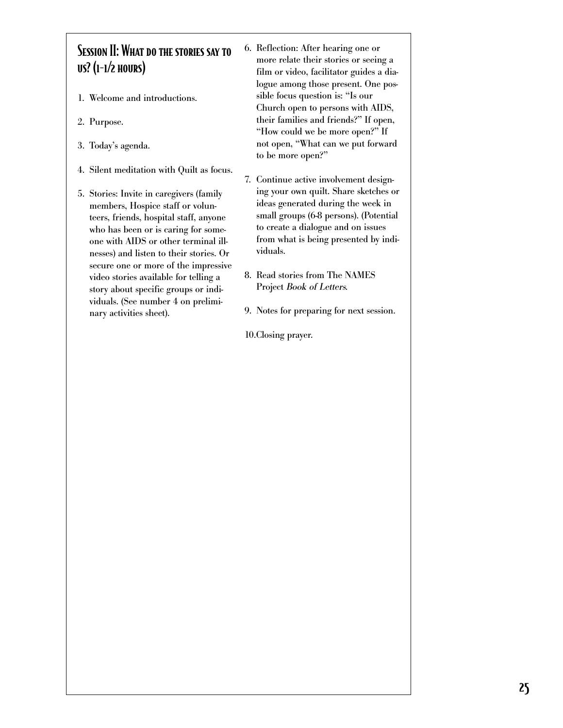## Session II: What do the stories say to us? (1-1/2 hours)

1. Welcome and introductions.
2. Purpose.
3. Today's agenda.
4. Silent meditation with Quilt as focus.
5. Stories: Invite in caregivers (family members, Hospice staff or volunteers, friends, hospital staff, anyone who has been or is caring for someone with AIDS or other terminal illnesses) and listen to their stories. Or secure one or more of the impressive video stories available for telling a story about specific groups or individuals. (See number 4 on preliminary activities sheet).
6. Reflection: After hearing one or more relate their stories or seeing a film or video, facilitator guides a dialogue among those present. One possible focus question is: "Is our Church open to persons with AIDS, their families and friends?" If open, "How could we be more open?" If not open, "What can we put forward to be more open?"
7. Continue active involvement designing your own quilt. Share sketches or ideas generated during the week in small groups (6-8 persons). (Potential to create a dialogue and on issues from what is being presented by individuals.
8. Read stories from The NAMES Project *Book of Letters*.
9. Notes for preparing for next session.
10. Closing prayer.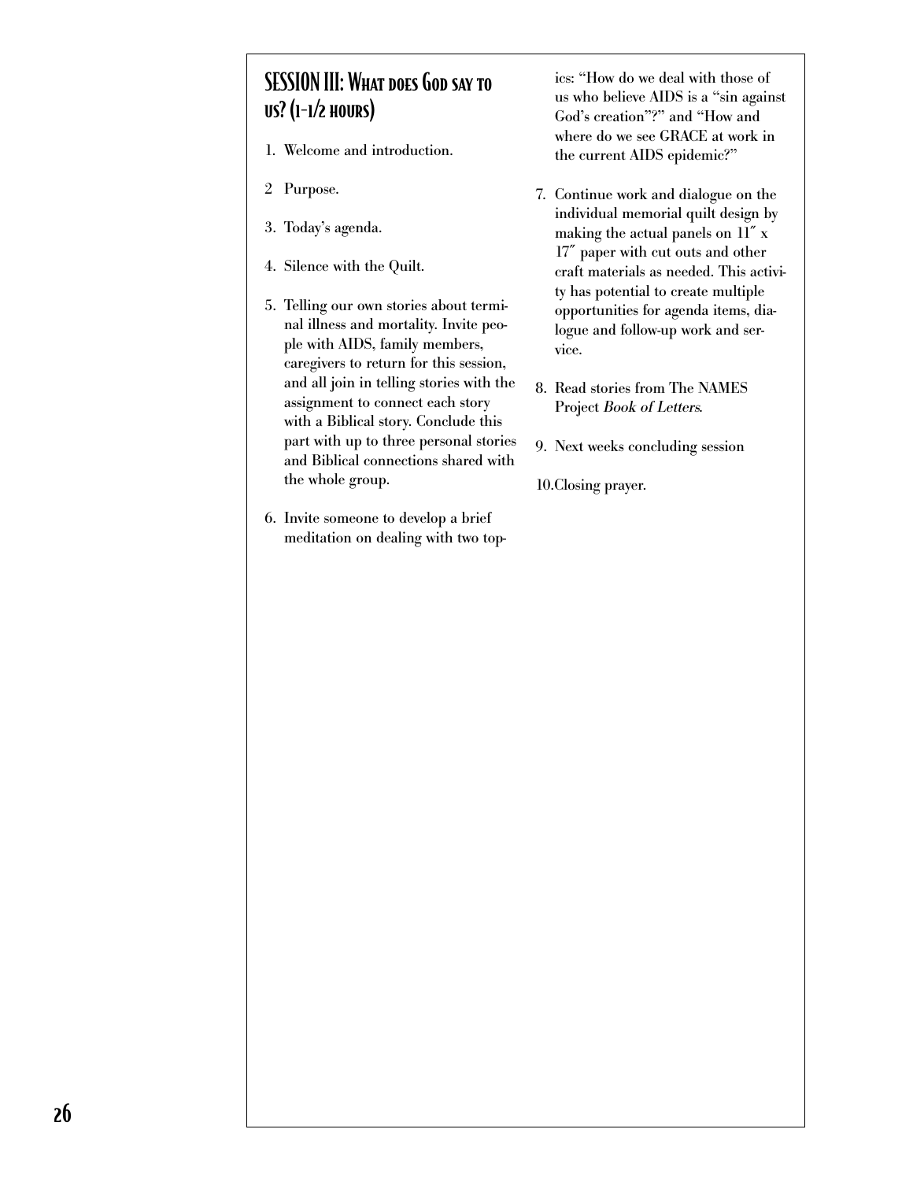## SESSION III: What does God say to us? (1-1/2 hours)

1. Welcome and introduction.

2 Purpose.

3. Today's agenda.

4. Silence with the Quilt.

5. Telling our own stories about terminal illness and mortality. Invite people with AIDS, family members, caregivers to return for this session, and all join in telling stories with the assignment to connect each story with a Biblical story. Conclude this part with up to three personal stories and Biblical connections shared with the whole group.

6. Invite someone to develop a brief meditation on dealing with two topics: "How do we deal with those of us who believe AIDS is a "sin against God's creation"?" and "How and where do we see GRACE at work in the current AIDS epidemic?"

7. Continue work and dialogue on the individual memorial quilt design by making the actual panels on 11″ x 17″ paper with cut outs and other craft materials as needed. This activity has potential to create multiple opportunities for agenda items, dialogue and follow-up work and service.

8. Read stories from The NAMES Project *Book of Letters*.

9. Next weeks concluding session

10. Closing prayer.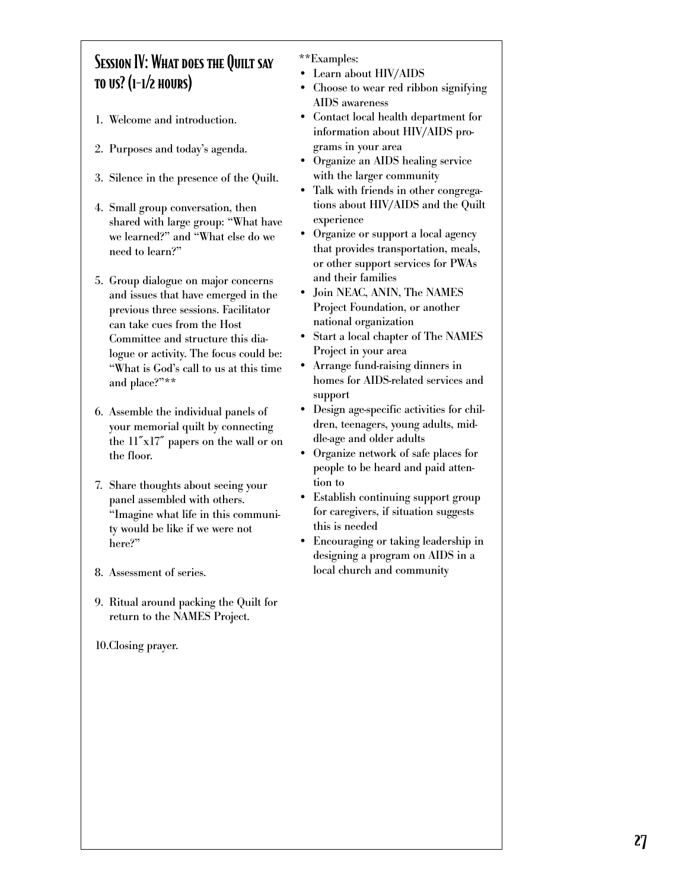## Session IV: What does the Quilt say to us? (1-1/2 hours)

1. Welcome and introduction.
2. Purposes and today's agenda.
3. Silence in the presence of the Quilt.
4. Small group conversation, then shared with large group: "What have we learned?" and "What else do we need to learn?"
5. Group dialogue on major concerns and issues that have emerged in the previous three sessions. Facilitator can take cues from the Host Committee and structure this dialogue or activity. The focus could be: "What is God's call to us at this time and place?"**
6. Assemble the individual panels of your memorial quilt by connecting the 11″x17″ papers on the wall or on the floor.
7. Share thoughts about seeing your panel assembled with others. "Imagine what life in this community would be like if we were not here?"
8. Assessment of series.
9. Ritual around packing the Quilt for return to the NAMES Project.
10. Closing prayer.

**Examples:

- Learn about HIV/AIDS
- Choose to wear red ribbon signifying AIDS awareness
- Contact local health department for information about HIV/AIDS programs in your area
- Organize an AIDS healing service with the larger community
- Talk with friends in other congregations about HIV/AIDS and the Quilt experience
- Organize or support a local agency that provides transportation, meals, or other support services for PWAs and their families
- Join NEAC, ANIN, The NAMES Project Foundation, or another national organization
- Start a local chapter of The NAMES Project in your area
- Arrange fund-raising dinners in homes for AIDS-related services and support
- Design age-specific activities for children, teenagers, young adults, middle-age and older adults
- Organize network of safe places for people to be heard and paid attention to
- Establish continuing support group for caregivers, if situation suggests this is needed
- Encouraging or taking leadership in designing a program on AIDS in a local church and community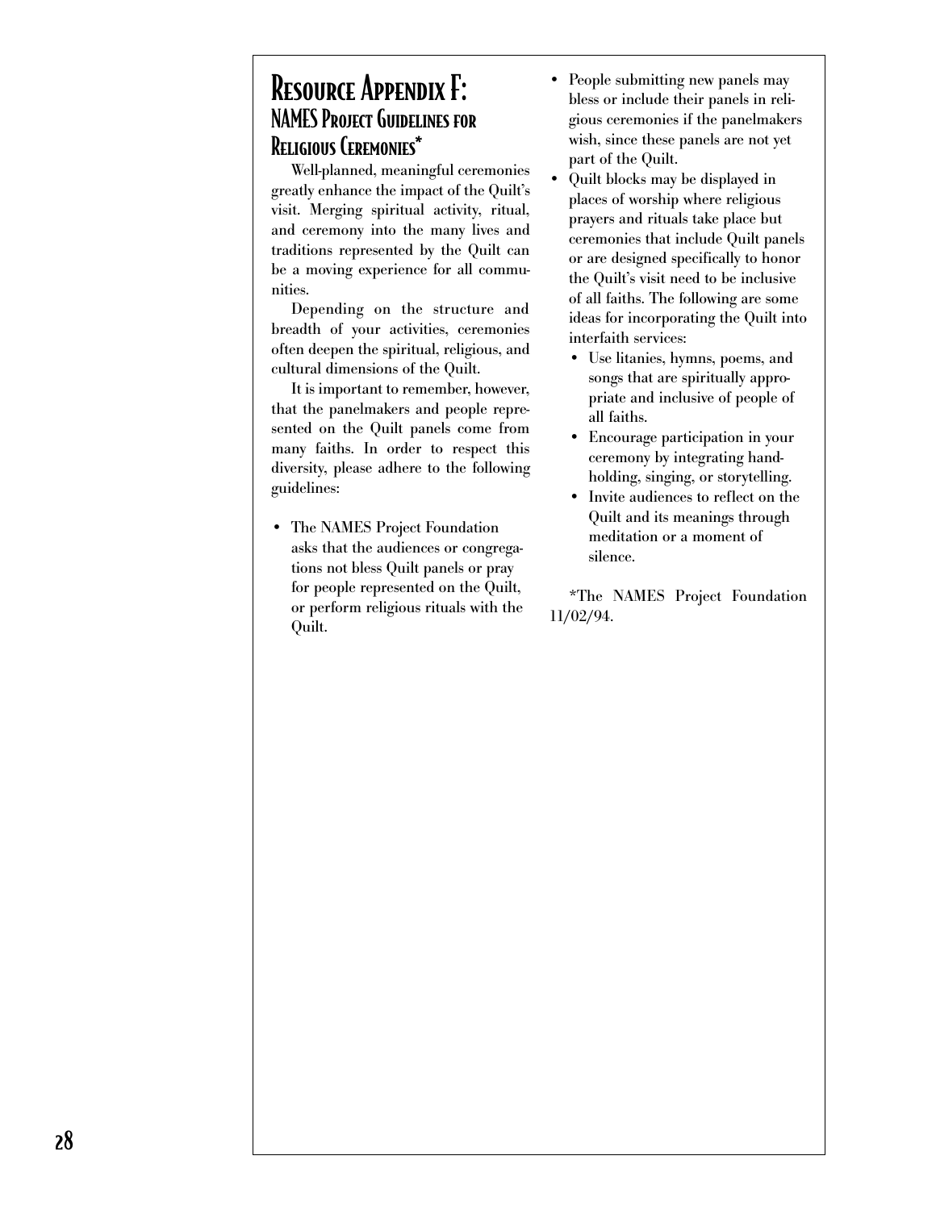# Resource Appendix F:
## NAMES Project Guidelines for Religious Ceremonies*

Well-planned, meaningful ceremonies greatly enhance the impact of the Quilt's visit. Merging spiritual activity, ritual, and ceremony into the many lives and traditions represented by the Quilt can be a moving experience for all communities.

Depending on the structure and breadth of your activities, ceremonies often deepen the spiritual, religious, and cultural dimensions of the Quilt.

It is important to remember, however, that the panelmakers and people represented on the Quilt panels come from many faiths. In order to respect this diversity, please adhere to the following guidelines:

- The NAMES Project Foundation asks that the audiences or congregations not bless Quilt panels or pray for people represented on the Quilt, or perform religious rituals with the Quilt.
- People submitting new panels may bless or include their panels in religious ceremonies if the panelmakers wish, since these panels are not yet part of the Quilt.
- Quilt blocks may be displayed in places of worship where religious prayers and rituals take place but ceremonies that include Quilt panels or are designed specifically to honor the Quilt's visit need to be inclusive of all faiths. The following are some ideas for incorporating the Quilt into interfaith services:
  - Use litanies, hymns, poems, and songs that are spiritually appropriate and inclusive of people of all faiths.
  - Encourage participation in your ceremony by integrating hand-holding, singing, or storytelling.
  - Invite audiences to reflect on the Quilt and its meanings through meditation or a moment of silence.

*The NAMES Project Foundation 11/02/94.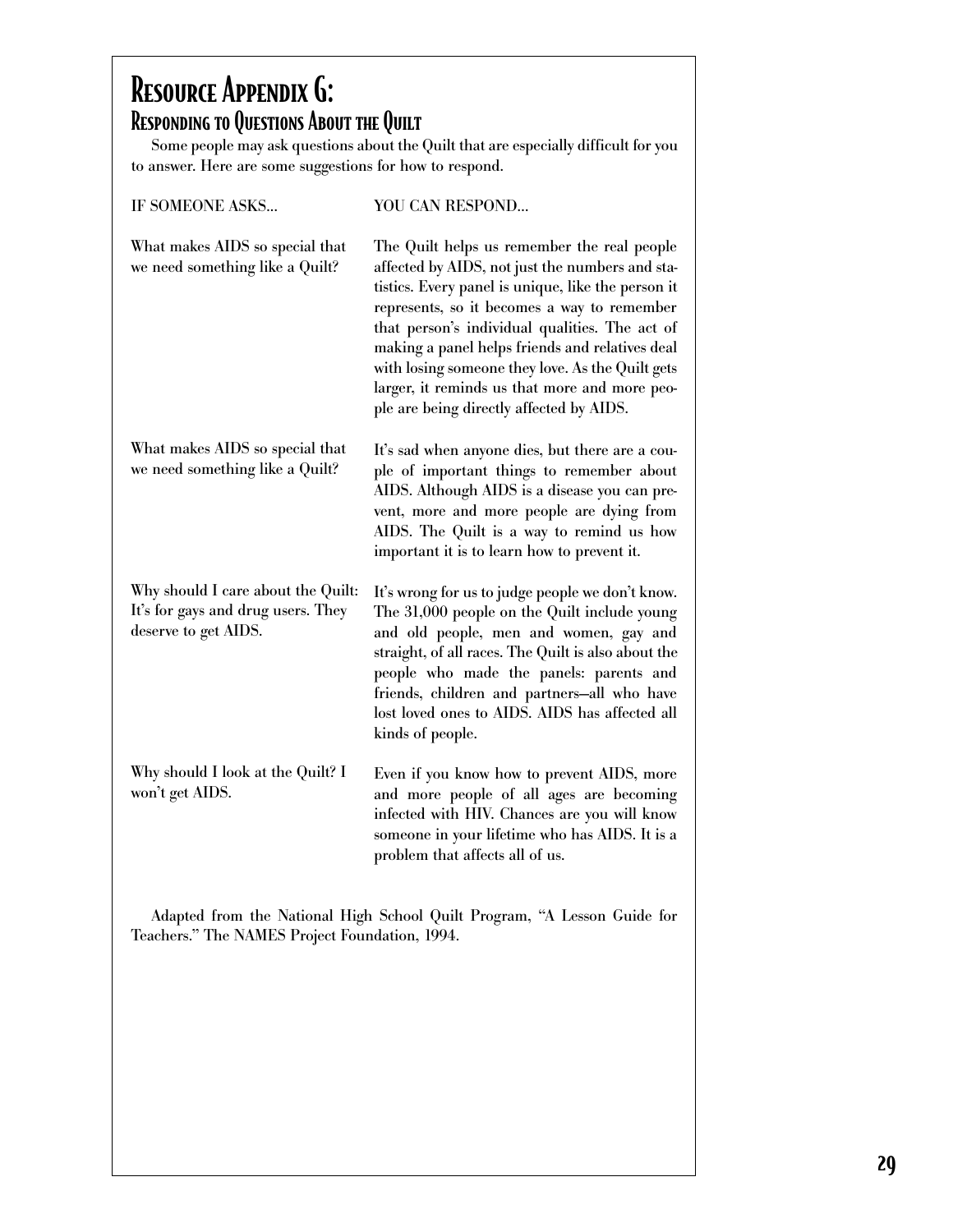# Resource Appendix G:

## Responding to Questions About the Quilt

Some people may ask questions about the Quilt that are especially difficult for you to answer. Here are some suggestions for how to respond.

| IF SOMEONE ASKS... | YOU CAN RESPOND... |
|---|---|
| What makes AIDS so special that we need something like a Quilt? | The Quilt helps us remember the real people affected by AIDS, not just the numbers and statistics. Every panel is unique, like the person it represents, so it becomes a way to remember that person's individual qualities. The act of making a panel helps friends and relatives deal with losing someone they love. As the Quilt gets larger, it reminds us that more and more people are being directly affected by AIDS. |
| What makes AIDS so special that we need something like a Quilt? | It's sad when anyone dies, but there are a couple of important things to remember about AIDS. Although AIDS is a disease you can prevent, more and more people are dying from AIDS. The Quilt is a way to remind us how important it is to learn how to prevent it. |
| Why should I care about the Quilt: It's for gays and drug users. They deserve to get AIDS. | It's wrong for us to judge people we don't know. The 31,000 people on the Quilt include young and old people, men and women, gay and straight, of all races. The Quilt is also about the people who made the panels: parents and friends, children and partners–all who have lost loved ones to AIDS. AIDS has affected all kinds of people. |
| Why should I look at the Quilt? I won't get AIDS. | Even if you know how to prevent AIDS, more and more people of all ages are becoming infected with HIV. Chances are you will know someone in your lifetime who has AIDS. It is a problem that affects all of us. |

Adapted from the National High School Quilt Program, "A Lesson Guide for Teachers." The NAMES Project Foundation, 1994.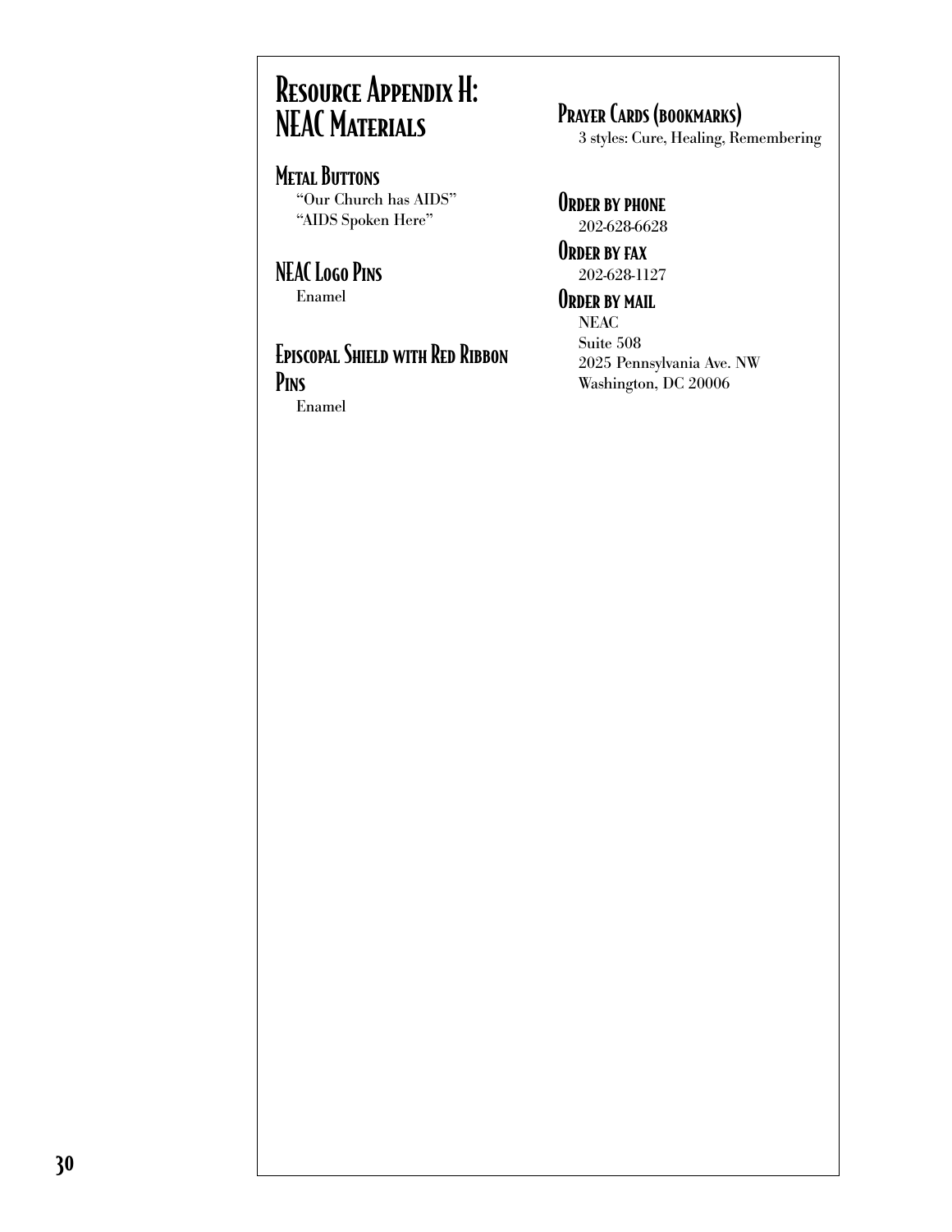# Resource Appendix H: NEAC Materials

### Metal Buttons

"Our Church has AIDS"
"AIDS Spoken Here"

### NEAC Logo Pins

Enamel

### Episcopal Shield with Red Ribbon Pins

Enamel

### Prayer Cards (bookmarks)

3 styles: Cure, Healing, Remembering

### Order by phone

202-628-6628

### Order by fax

202-628-1127

### Order by mail

NEAC
Suite 508
2025 Pennsylvania Ave. NW
Washington, DC 20006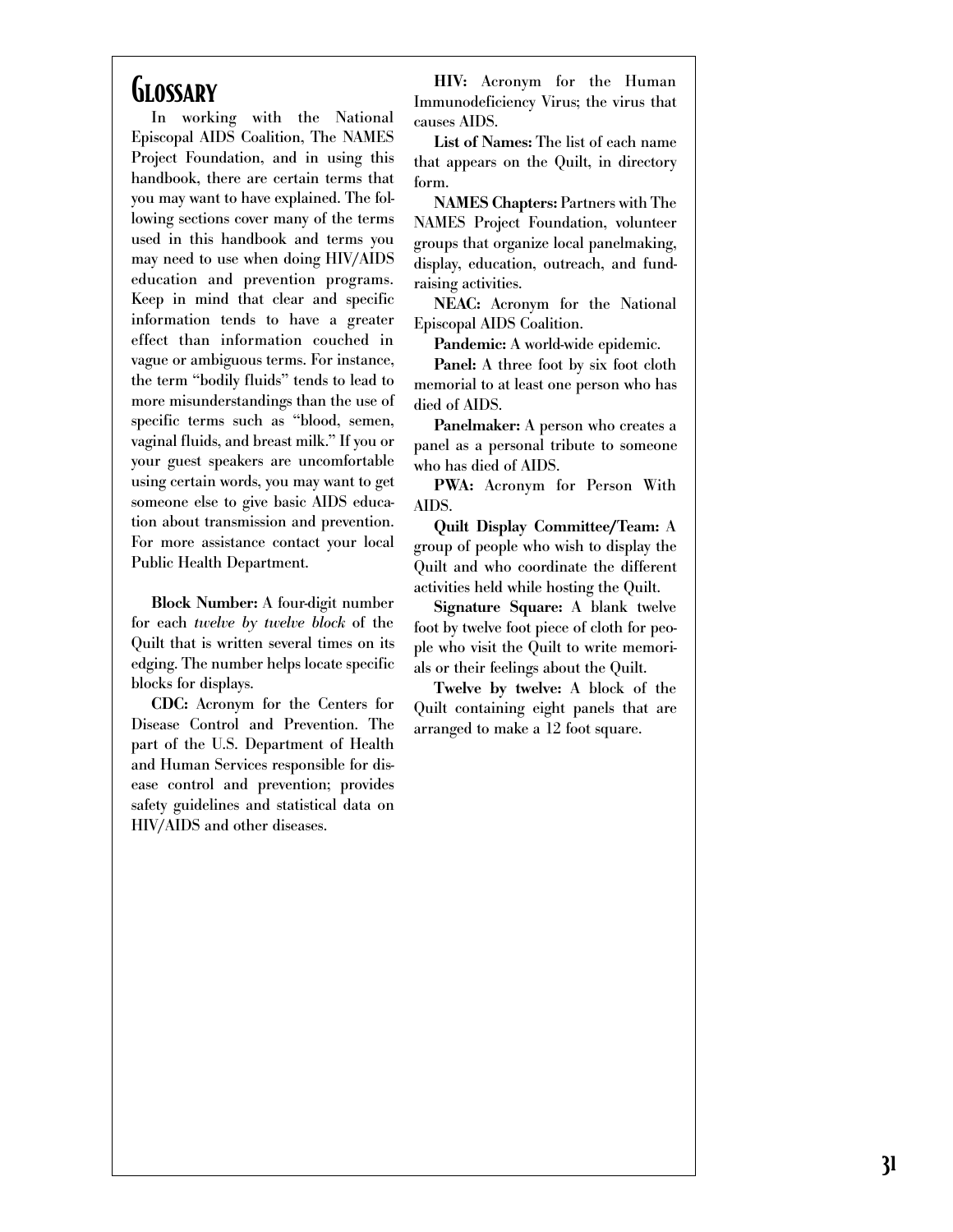# Glossary

In working with the National Episcopal AIDS Coalition, The NAMES Project Foundation, and in using this handbook, there are certain terms that you may want to have explained. The following sections cover many of the terms used in this handbook and terms you may need to use when doing HIV/AIDS education and prevention programs. Keep in mind that clear and specific information tends to have a greater effect than information couched in vague or ambiguous terms. For instance, the term "bodily fluids" tends to lead to more misunderstandings than the use of specific terms such as "blood, semen, vaginal fluids, and breast milk." If you or your guest speakers are uncomfortable using certain words, you may want to get someone else to give basic AIDS education about transmission and prevention. For more assistance contact your local Public Health Department.

**Block Number:** A four-digit number for each *twelve by twelve block* of the Quilt that is written several times on its edging. The number helps locate specific blocks for displays.

**CDC:** Acronym for the Centers for Disease Control and Prevention. The part of the U.S. Department of Health and Human Services responsible for disease control and prevention; provides safety guidelines and statistical data on HIV/AIDS and other diseases.

**HIV:** Acronym for the Human Immunodeficiency Virus; the virus that causes AIDS.

**List of Names:** The list of each name that appears on the Quilt, in directory form.

**NAMES Chapters:** Partners with The NAMES Project Foundation, volunteer groups that organize local panelmaking, display, education, outreach, and fundraising activities.

**NEAC:** Acronym for the National Episcopal AIDS Coalition.

**Pandemic:** A world-wide epidemic.

**Panel:** A three foot by six foot cloth memorial to at least one person who has died of AIDS.

**Panelmaker:** A person who creates a panel as a personal tribute to someone who has died of AIDS.

**PWA:** Acronym for Person With AIDS.

**Quilt Display Committee/Team:** A group of people who wish to display the Quilt and who coordinate the different activities held while hosting the Quilt.

**Signature Square:** A blank twelve foot by twelve foot piece of cloth for people who visit the Quilt to write memorials or their feelings about the Quilt.

**Twelve by twelve:** A block of the Quilt containing eight panels that are arranged to make a 12 foot square.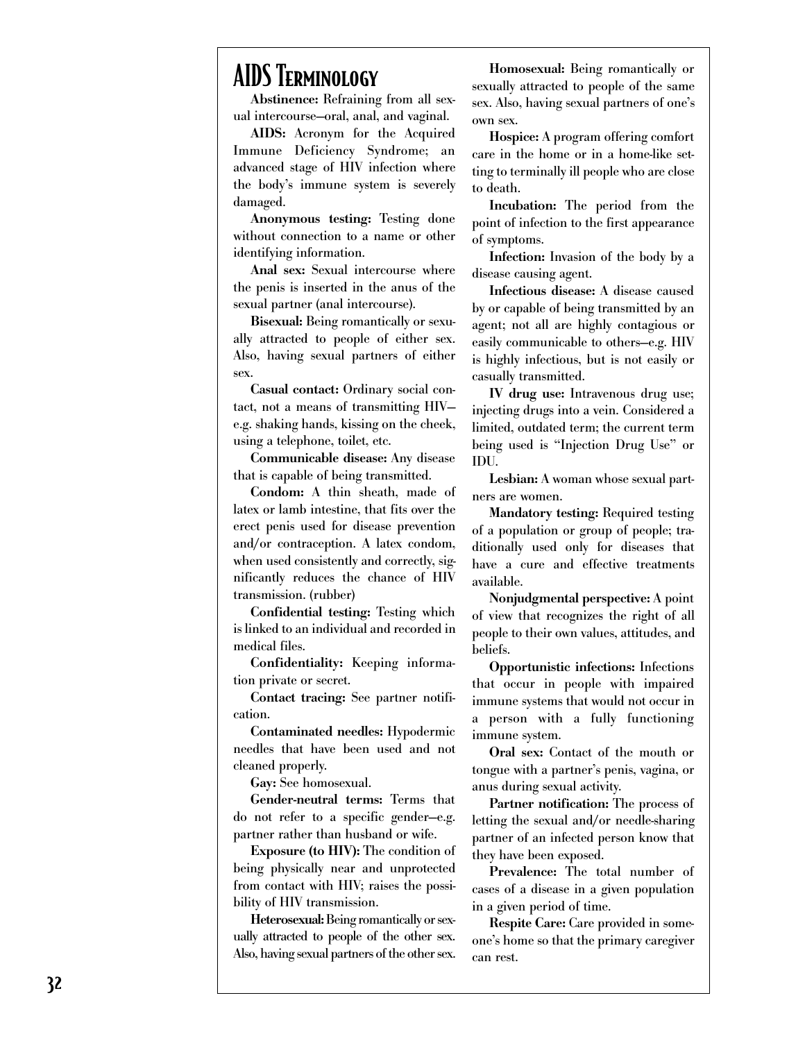# AIDS Terminology

**Abstinence:** Refraining from all sexual intercourse—oral, anal, and vaginal.

**AIDS:** Acronym for the Acquired Immune Deficiency Syndrome; an advanced stage of HIV infection where the body's immune system is severely damaged.

**Anonymous testing:** Testing done without connection to a name or other identifying information.

**Anal sex:** Sexual intercourse where the penis is inserted in the anus of the sexual partner (anal intercourse).

**Bisexual:** Being romantically or sexually attracted to people of either sex. Also, having sexual partners of either sex.

**Casual contact:** Ordinary social contact, not a means of transmitting HIV—e.g. shaking hands, kissing on the cheek, using a telephone, toilet, etc.

**Communicable disease:** Any disease that is capable of being transmitted.

**Condom:** A thin sheath, made of latex or lamb intestine, that fits over the erect penis used for disease prevention and/or contraception. A latex condom, when used consistently and correctly, significantly reduces the chance of HIV transmission. (rubber)

**Confidential testing:** Testing which is linked to an individual and recorded in medical files.

**Confidentiality:** Keeping information private or secret.

**Contact tracing:** See partner notification.

**Contaminated needles:** Hypodermic needles that have been used and not cleaned properly.

**Gay:** See homosexual.

**Gender-neutral terms:** Terms that do not refer to a specific gender—e.g. partner rather than husband or wife.

**Exposure (to HIV):** The condition of being physically near and unprotected from contact with HIV; raises the possibility of HIV transmission.

**Heterosexual:** Being romantically or sexually attracted to people of the other sex. Also, having sexual partners of the other sex.

**Homosexual:** Being romantically or sexually attracted to people of the same sex. Also, having sexual partners of one's own sex.

**Hospice:** A program offering comfort care in the home or in a home-like setting to terminally ill people who are close to death.

**Incubation:** The period from the point of infection to the first appearance of symptoms.

**Infection:** Invasion of the body by a disease causing agent.

**Infectious disease:** A disease caused by or capable of being transmitted by an agent; not all are highly contagious or easily communicable to others—e.g. HIV is highly infectious, but is not easily or casually transmitted.

**IV drug use:** Intravenous drug use; injecting drugs into a vein. Considered a limited, outdated term; the current term being used is "Injection Drug Use" or IDU.

**Lesbian:** A woman whose sexual partners are women.

**Mandatory testing:** Required testing of a population or group of people; traditionally used only for diseases that have a cure and effective treatments available.

**Nonjudgmental perspective:** A point of view that recognizes the right of all people to their own values, attitudes, and beliefs.

**Opportunistic infections:** Infections that occur in people with impaired immune systems that would not occur in a person with a fully functioning immune system.

**Oral sex:** Contact of the mouth or tongue with a partner's penis, vagina, or anus during sexual activity.

**Partner notification:** The process of letting the sexual and/or needle-sharing partner of an infected person know that they have been exposed.

**Prevalence:** The total number of cases of a disease in a given population in a given period of time.

**Respite Care:** Care provided in someone's home so that the primary caregiver can rest.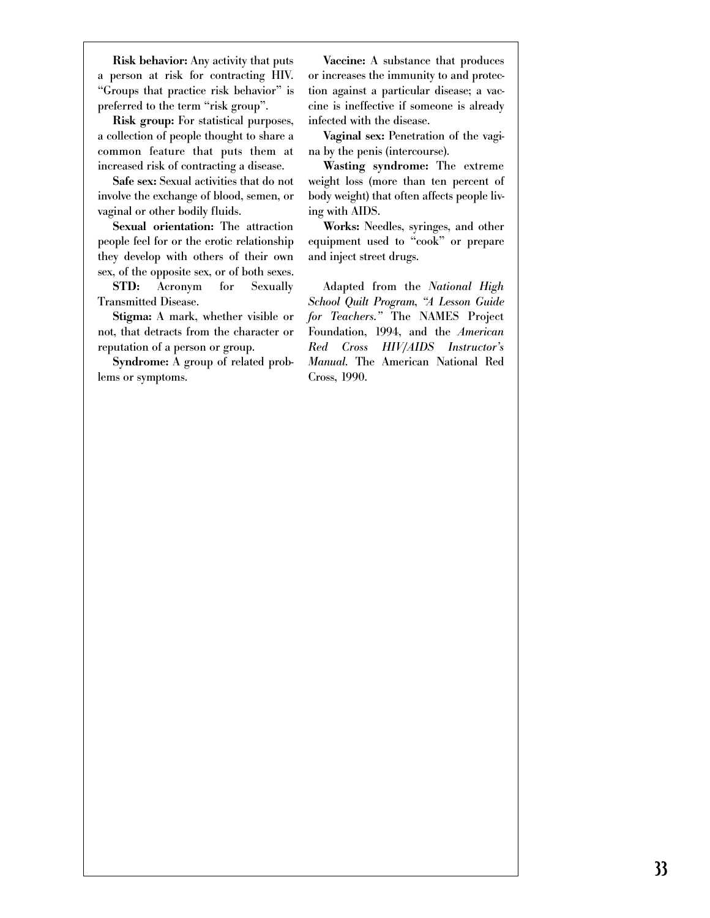**Risk behavior:** Any activity that puts a person at risk for contracting HIV. "Groups that practice risk behavior" is preferred to the term "risk group".

**Risk group:** For statistical purposes, a collection of people thought to share a common feature that puts them at increased risk of contracting a disease.

**Safe sex:** Sexual activities that do not involve the exchange of blood, semen, or vaginal or other bodily fluids.

**Sexual orientation:** The attraction people feel for or the erotic relationship they develop with others of their own sex, of the opposite sex, or of both sexes.

**STD:** Acronym for Sexually Transmitted Disease.

**Stigma:** A mark, whether visible or not, that detracts from the character or reputation of a person or group.

**Syndrome:** A group of related problems or symptoms.

**Vaccine:** A substance that produces or increases the immunity to and protection against a particular disease; a vaccine is ineffective if someone is already infected with the disease.

**Vaginal sex:** Penetration of the vagina by the penis (intercourse).

**Wasting syndrome:** The extreme weight loss (more than ten percent of body weight) that often affects people living with AIDS.

**Works:** Needles, syringes, and other equipment used to "cook" or prepare and inject street drugs.

Adapted from the *National High School Quilt Program, "A Lesson Guide for Teachers."* The NAMES Project Foundation, 1994, and the *American Red Cross HIV/AIDS Instructor's Manual.* The American National Red Cross, 1990.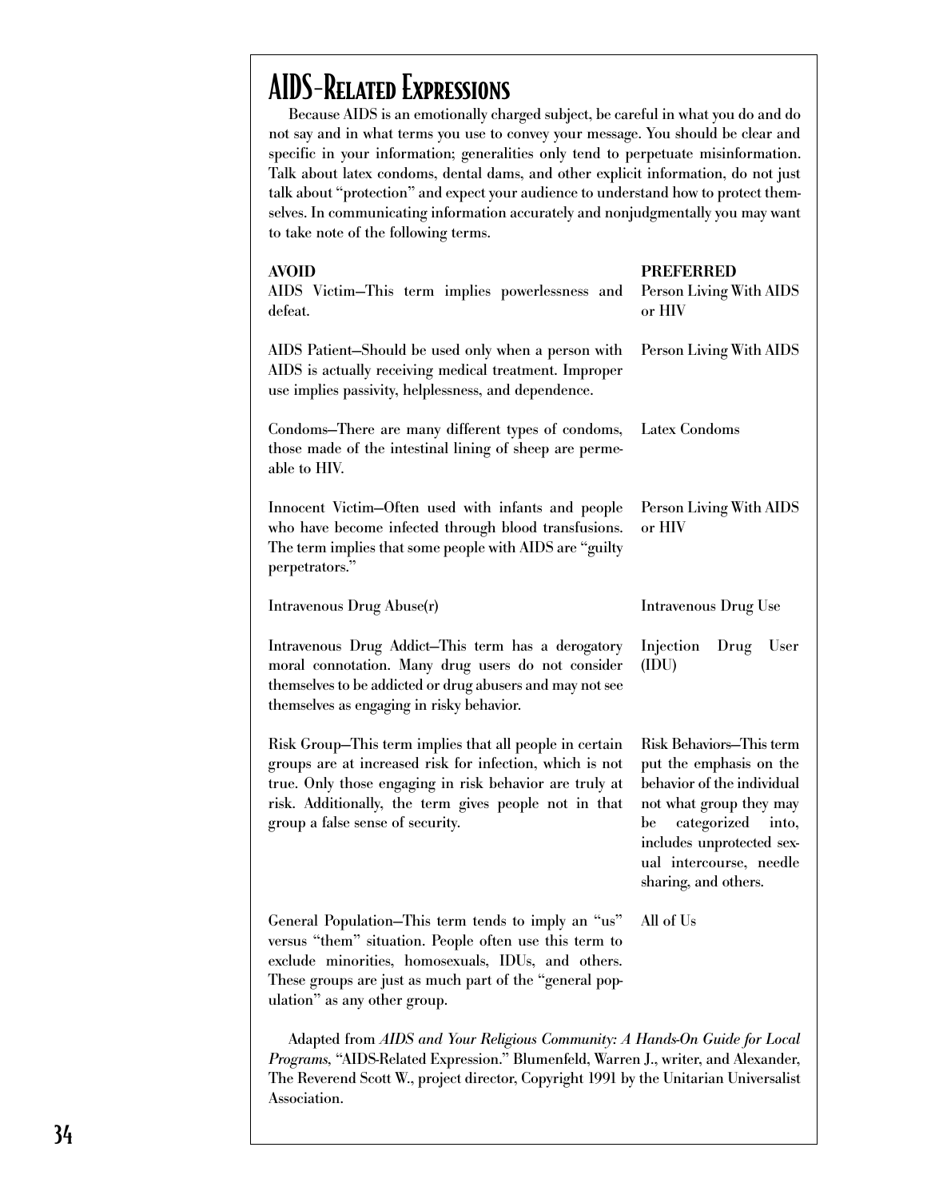# AIDS-Related Expressions

Because AIDS is an emotionally charged subject, be careful in what you do and do not say and in what terms you use to convey your message. You should be clear and specific in your information; generalities only tend to perpetuate misinformation. Talk about latex condoms, dental dams, and other explicit information, do not just talk about "protection" and expect your audience to understand how to protect themselves. In communicating information accurately and nonjudgmentally you may want to take note of the following terms.

| AVOID | PREFERRED |
| --- | --- |
| AIDS Victim—This term implies powerlessness and defeat. | Person Living With AIDS or HIV |
| AIDS Patient—Should be used only when a person with AIDS is actually receiving medical treatment. Improper use implies passivity, helplessness, and dependence. | Person Living With AIDS |
| Condoms—There are many different types of condoms, those made of the intestinal lining of sheep are permeable to HIV. | Latex Condoms |
| Innocent Victim—Often used with infants and people who have become infected through blood transfusions. The term implies that some people with AIDS are "guilty perpetrators." | Person Living With AIDS or HIV |
| Intravenous Drug Abuse(r) | Intravenous Drug Use |
| Intravenous Drug Addict—This term has a derogatory moral connotation. Many drug users do not consider themselves to be addicted or drug abusers and may not see themselves as engaging in risky behavior. | Injection Drug User (IDU) |
| Risk Group—This term implies that all people in certain groups are at increased risk for infection, which is not true. Only those engaging in risk behavior are truly at risk. Additionally, the term gives people not in that group a false sense of security. | Risk Behaviors—This term put the emphasis on the behavior of the individual not what group they may be categorized into, includes unprotected sexual intercourse, needle sharing, and others. |
| General Population—This term tends to imply an "us" versus "them" situation. People often use this term to exclude minorities, homosexuals, IDUs, and others. These groups are just as much part of the "general population" as any other group. | All of Us |

Adapted from *AIDS and Your Religious Community: A Hands-On Guide for Local Programs*, "AIDS-Related Expression." Blumenfeld, Warren J., writer, and Alexander, The Reverend Scott W., project director, Copyright 1991 by the Unitarian Universalist Association.